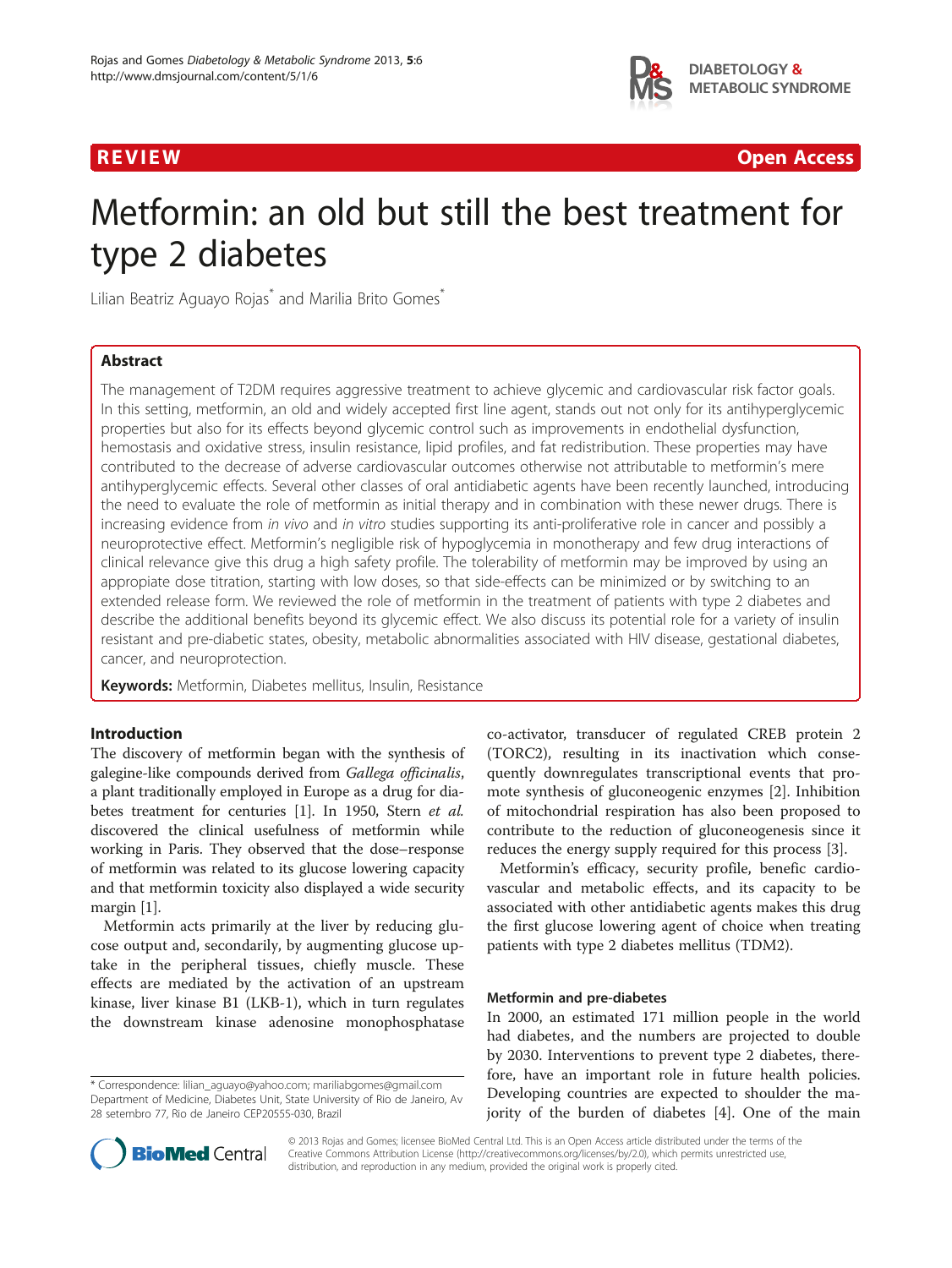REVIEW Open Access

# Metformin: an old but still the best treatment for type 2 diabetes

Lilian Beatriz Aguayo Rojas* and Marilia Brito Gomes*

## Abstract

The management of T2DM requires aggressive treatment to achieve glycemic and cardiovascular risk factor goals. In this setting, metformin, an old and widely accepted first line agent, stands out not only for its antihyperglycemic properties but also for its effects beyond glycemic control such as improvements in endothelial dysfunction, hemostasis and oxidative stress, insulin resistance, lipid profiles, and fat redistribution. These properties may have contributed to the decrease of adverse cardiovascular outcomes otherwise not attributable to metformin's mere antihyperglycemic effects. Several other classes of oral antidiabetic agents have been recently launched, introducing the need to evaluate the role of metformin as initial therapy and in combination with these newer drugs. There is increasing evidence from *in vivo* and *in vitro* studies supporting its anti-proliferative role in cancer and possibly a neuroprotective effect. Metformin's negligible risk of hypoglycemia in monotherapy and few drug interactions of clinical relevance give this drug a high safety profile. The tolerability of metformin may be improved by using an appropiate dose titration, starting with low doses, so that side-effects can be minimized or by switching to an extended release form. We reviewed the role of metformin in the treatment of patients with type 2 diabetes and describe the additional benefits beyond its glycemic effect. We also discuss its potential role for a variety of insulin resistant and pre-diabetic states, obesity, metabolic abnormalities associated with HIV disease, gestational diabetes, cancer, and neuroprotection.

**Keywords:** Metformin, Diabetes mellitus, Insulin, Resistance

## Introduction

The discovery of metformin began with the synthesis of galegine-like compounds derived from *Gallega officinalis*, a plant traditionally employed in Europe as a drug for diabetes treatment for centuries [1]. In 1950, Stern *et al.* discovered the clinical usefulness of metformin while working in Paris. They observed that the dose–response of metformin was related to its glucose lowering capacity and that metformin toxicity also displayed a wide security margin [1].

Metformin acts primarily at the liver by reducing glucose output and, secondarily, by augmenting glucose uptake in the peripheral tissues, chiefly muscle. These effects are mediated by the activation of an upstream kinase, liver kinase B1 (LKB-1), which in turn regulates the downstream kinase adenosine monophosphatase co-activator, transducer of regulated CREB protein 2 (TORC2), resulting in its inactivation which consequently downregulates transcriptional events that promote synthesis of gluconeogenic enzymes [2]. Inhibition of mitochondrial respiration has also been proposed to contribute to the reduction of gluconeogenesis since it reduces the energy supply required for this process [3].

Metformin's efficacy, security profile, benefic cardiovascular and metabolic effects, and its capacity to be associated with other antidiabetic agents makes this drug the first glucose lowering agent of choice when treating patients with type 2 diabetes mellitus (TDM2).

### Metformin and pre-diabetes

In 2000, an estimated 171 million people in the world had diabetes, and the numbers are projected to double by 2030. Interventions to prevent type 2 diabetes, therefore, have an important role in future health policies. Developing countries are expected to shoulder the majority of the burden of diabetes [4]. One of the main

\* Correspondence: lilian_aguayo@yahoo.com; mariliabgomes@gmail.com
Department of Medicine, Diabetes Unit, State University of Rio de Janeiro, Av 28 setembro 77, Rio de Janeiro CEP20555-030, Brazil

© 2013 Rojas and Gomes; licensee BioMed Central Ltd. This is an Open Access article distributed under the terms of the Creative Commons Attribution License (http://creativecommons.org/licenses/by/2.0), which permits unrestricted use, distribution, and reproduction in any medium, provided the original work is properly cited.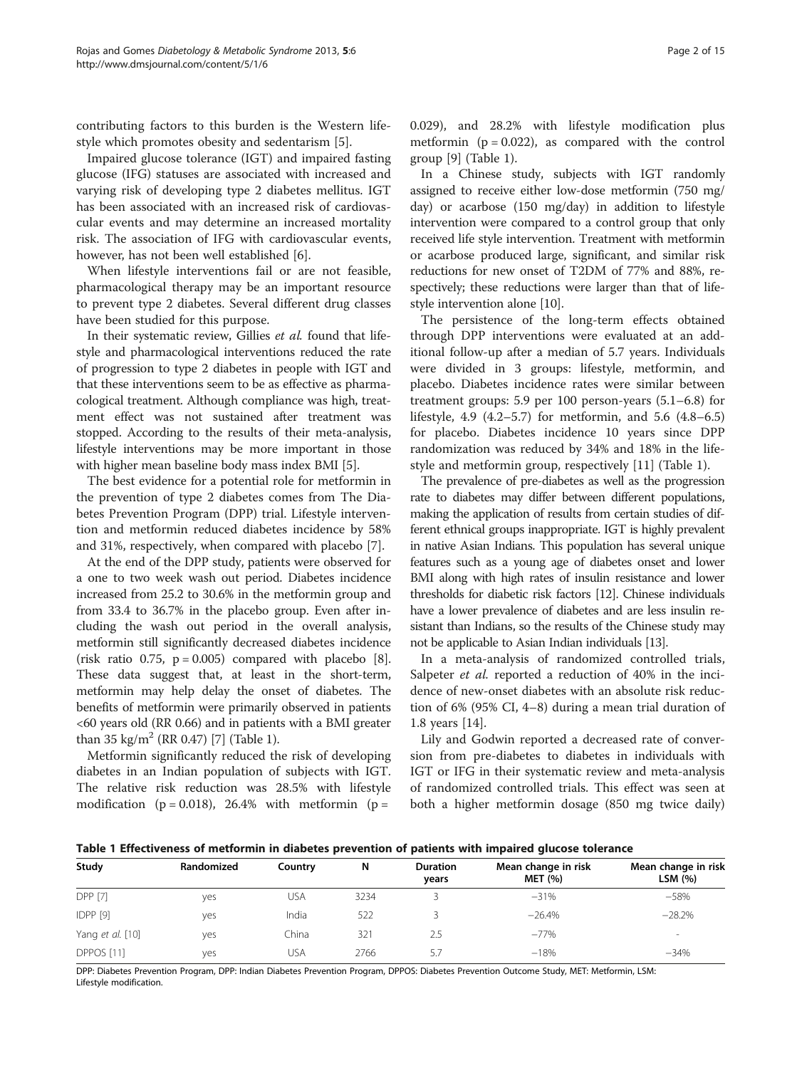contributing factors to this burden is the Western lifestyle which promotes obesity and sedentarism [5].

Impaired glucose tolerance (IGT) and impaired fasting glucose (IFG) statuses are associated with increased and varying risk of developing type 2 diabetes mellitus. IGT has been associated with an increased risk of cardiovascular events and may determine an increased mortality risk. The association of IFG with cardiovascular events, however, has not been well established [6].

When lifestyle interventions fail or are not feasible, pharmacological therapy may be an important resource to prevent type 2 diabetes. Several different drug classes have been studied for this purpose.

In their systematic review, Gillies *et al.* found that lifestyle and pharmacological interventions reduced the rate of progression to type 2 diabetes in people with IGT and that these interventions seem to be as effective as pharmacological treatment. Although compliance was high, treatment effect was not sustained after treatment was stopped. According to the results of their meta-analysis, lifestyle interventions may be more important in those with higher mean baseline body mass index BMI [5].

The best evidence for a potential role for metformin in the prevention of type 2 diabetes comes from The Diabetes Prevention Program (DPP) trial. Lifestyle intervention and metformin reduced diabetes incidence by 58% and 31%, respectively, when compared with placebo [7].

At the end of the DPP study, patients were observed for a one to two week wash out period. Diabetes incidence increased from 25.2 to 30.6% in the metformin group and from 33.4 to 36.7% in the placebo group. Even after including the wash out period in the overall analysis, metformin still significantly decreased diabetes incidence (risk ratio 0.75, $p = 0.005$) compared with placebo [8]. These data suggest that, at least in the short-term, metformin may help delay the onset of diabetes. The benefits of metformin were primarily observed in patients <60 years old (RR 0.66) and in patients with a BMI greater than 35 kg/m$^2$ (RR 0.47) [7] (Table 1).

Metformin significantly reduced the risk of developing diabetes in an Indian population of subjects with IGT. The relative risk reduction was 28.5% with lifestyle modification ($p = 0.018$), 26.4% with metformin ($p = 0.029$), and 28.2% with lifestyle modification plus metformin ($p = 0.022$), as compared with the control group [9] (Table 1).

In a Chinese study, subjects with IGT randomly assigned to receive either low-dose metformin (750 mg/day) or acarbose (150 mg/day) in addition to lifestyle intervention were compared to a control group that only received life style intervention. Treatment with metformin or acarbose produced large, significant, and similar risk reductions for new onset of T2DM of 77% and 88%, respectively; these reductions were larger than that of lifestyle intervention alone [10].

The persistence of the long-term effects obtained through DPP interventions were evaluated at an additional follow-up after a median of 5.7 years. Individuals were divided in 3 groups: lifestyle, metformin, and placebo. Diabetes incidence rates were similar between treatment groups: 5.9 per 100 person-years (5.1–6.8) for lifestyle, 4.9 (4.2–5.7) for metformin, and 5.6 (4.8–6.5) for placebo. Diabetes incidence 10 years since DPP randomization was reduced by 34% and 18% in the lifestyle and metformin group, respectively [11] (Table 1).

The prevalence of pre-diabetes as well as the progression rate to diabetes may differ between different populations, making the application of results from certain studies of different ethnical groups inappropriate. IGT is highly prevalent in native Asian Indians. This population has several unique features such as a young age of diabetes onset and lower BMI along with high rates of insulin resistance and lower thresholds for diabetic risk factors [12]. Chinese individuals have a lower prevalence of diabetes and are less insulin resistant than Indians, so the results of the Chinese study may not be applicable to Asian Indian individuals [13].

In a meta-analysis of randomized controlled trials, Salpeter *et al.* reported a reduction of 40% in the incidence of new-onset diabetes with an absolute risk reduction of 6% (95% CI, 4–8) during a mean trial duration of 1.8 years [14].

Lily and Godwin reported a decreased rate of conversion from pre-diabetes to diabetes in individuals with IGT or IFG in their systematic review and meta-analysis of randomized controlled trials. This effect was seen at both a higher metformin dosage (850 mg twice daily)

**Table 1 Effectiveness of metformin in diabetes prevention of patients with impaired glucose tolerance**

| Study | Randomized | Country | N | Duration years | Mean change in risk MET (%) | Mean change in risk LSM (%) |
|---|---|---|---|---|---|---|
| DPP [7] | yes | USA | 3234 | 3 | −31% | −58% |
| IDPP [9] | yes | India | 522 | 3 | −26.4% | −28.2% |
| Yang *et al.* [10] | yes | China | 321 | 2.5 | −77% | - |
| DPPOS [11] | yes | USA | 2766 | 5.7 | −18% | −34% |

DPP: Diabetes Prevention Program, DPP: Indian Diabetes Prevention Program, DPPOS: Diabetes Prevention Outcome Study, MET: Metformin, LSM: Lifestyle modification.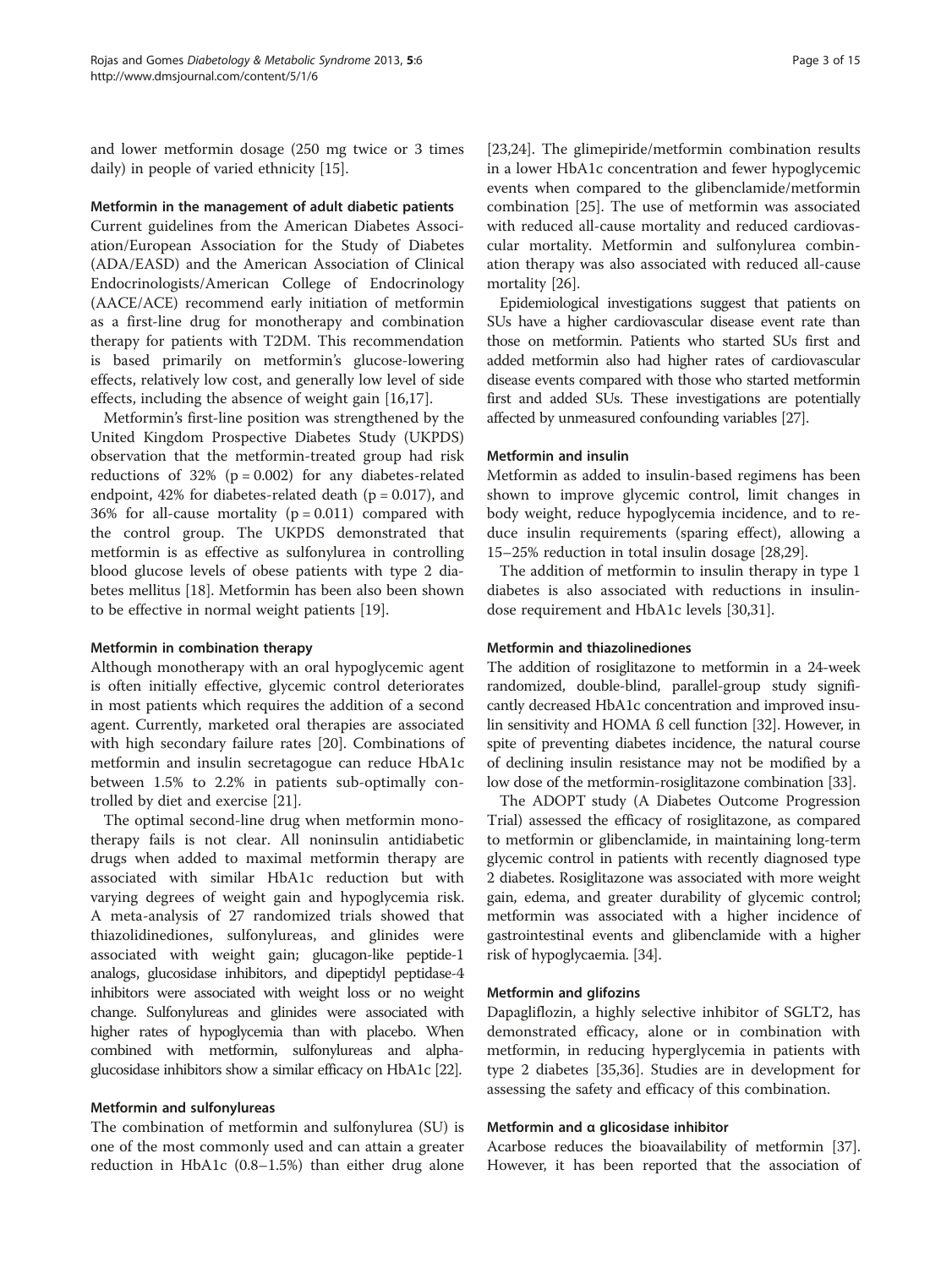and lower metformin dosage (250 mg twice or 3 times daily) in people of varied ethnicity [15].

### Metformin in the management of adult diabetic patients

Current guidelines from the American Diabetes Association/European Association for the Study of Diabetes (ADA/EASD) and the American Association of Clinical Endocrinologists/American College of Endocrinology (AACE/ACE) recommend early initiation of metformin as a first-line drug for monotherapy and combination therapy for patients with T2DM. This recommendation is based primarily on metformin's glucose-lowering effects, relatively low cost, and generally low level of side effects, including the absence of weight gain [16,17].

Metformin's first-line position was strengthened by the United Kingdom Prospective Diabetes Study (UKPDS) observation that the metformin-treated group had risk reductions of 32% ($p = 0.002$) for any diabetes-related endpoint, 42% for diabetes-related death ($p = 0.017$), and 36% for all-cause mortality ($p = 0.011$) compared with the control group. The UKPDS demonstrated that metformin is as effective as sulfonylurea in controlling blood glucose levels of obese patients with type 2 diabetes mellitus [18]. Metformin has been also been shown to be effective in normal weight patients [19].

### Metformin in combination therapy

Although monotherapy with an oral hypoglycemic agent is often initially effective, glycemic control deteriorates in most patients which requires the addition of a second agent. Currently, marketed oral therapies are associated with high secondary failure rates [20]. Combinations of metformin and insulin secretagogue can reduce HbA1c between 1.5% to 2.2% in patients sub-optimally controlled by diet and exercise [21].

The optimal second-line drug when metformin monotherapy fails is not clear. All noninsulin antidiabetic drugs when added to maximal metformin therapy are associated with similar HbA1c reduction but with varying degrees of weight gain and hypoglycemia risk. A meta-analysis of 27 randomized trials showed that thiazolidinediones, sulfonylureas, and glinides were associated with weight gain; glucagon-like peptide-1 analogs, glucosidase inhibitors, and dipeptidyl peptidase-4 inhibitors were associated with weight loss or no weight change. Sulfonylureas and glinides were associated with higher rates of hypoglycemia than with placebo. When combined with metformin, sulfonylureas and alpha-glucosidase inhibitors show a similar efficacy on HbA1c [22].

### Metformin and sulfonylureas

The combination of metformin and sulfonylurea (SU) is one of the most commonly used and can attain a greater reduction in HbA1c (0.8–1.5%) than either drug alone [23,24]. The glimepiride/metformin combination results in a lower HbA1c concentration and fewer hypoglycemic events when compared to the glibenclamide/metformin combination [25]. The use of metformin was associated with reduced all-cause mortality and reduced cardiovascular mortality. Metformin and sulfonylurea combination therapy was also associated with reduced all-cause mortality [26].

Epidemiological investigations suggest that patients on SUs have a higher cardiovascular disease event rate than those on metformin. Patients who started SUs first and added metformin also had higher rates of cardiovascular disease events compared with those who started metformin first and added SUs. These investigations are potentially affected by unmeasured confounding variables [27].

### Metformin and insulin

Metformin as added to insulin-based regimens has been shown to improve glycemic control, limit changes in body weight, reduce hypoglycemia incidence, and to reduce insulin requirements (sparing effect), allowing a 15–25% reduction in total insulin dosage [28,29].

The addition of metformin to insulin therapy in type 1 diabetes is also associated with reductions in insulin-dose requirement and HbA1c levels [30,31].

### Metformin and thiazolinediones

The addition of rosiglitazone to metformin in a 24-week randomized, double-blind, parallel-group study significantly decreased HbA1c concentration and improved insulin sensitivity and HOMA ß cell function [32]. However, in spite of preventing diabetes incidence, the natural course of declining insulin resistance may not be modified by a low dose of the metformin-rosiglitazone combination [33].

The ADOPT study (A Diabetes Outcome Progression Trial) assessed the efficacy of rosiglitazone, as compared to metformin or glibenclamide, in maintaining long-term glycemic control in patients with recently diagnosed type 2 diabetes. Rosiglitazone was associated with more weight gain, edema, and greater durability of glycemic control; metformin was associated with a higher incidence of gastrointestinal events and glibenclamide with a higher risk of hypoglycaemia. [34].

### Metformin and glifozins

Dapagliflozin, a highly selective inhibitor of SGLT2, has demonstrated efficacy, alone or in combination with metformin, in reducing hyperglycemia in patients with type 2 diabetes [35,36]. Studies are in development for assessing the safety and efficacy of this combination.

### Metformin and α glicosidase inhibitor

Acarbose reduces the bioavailability of metformin [37]. However, it has been reported that the association of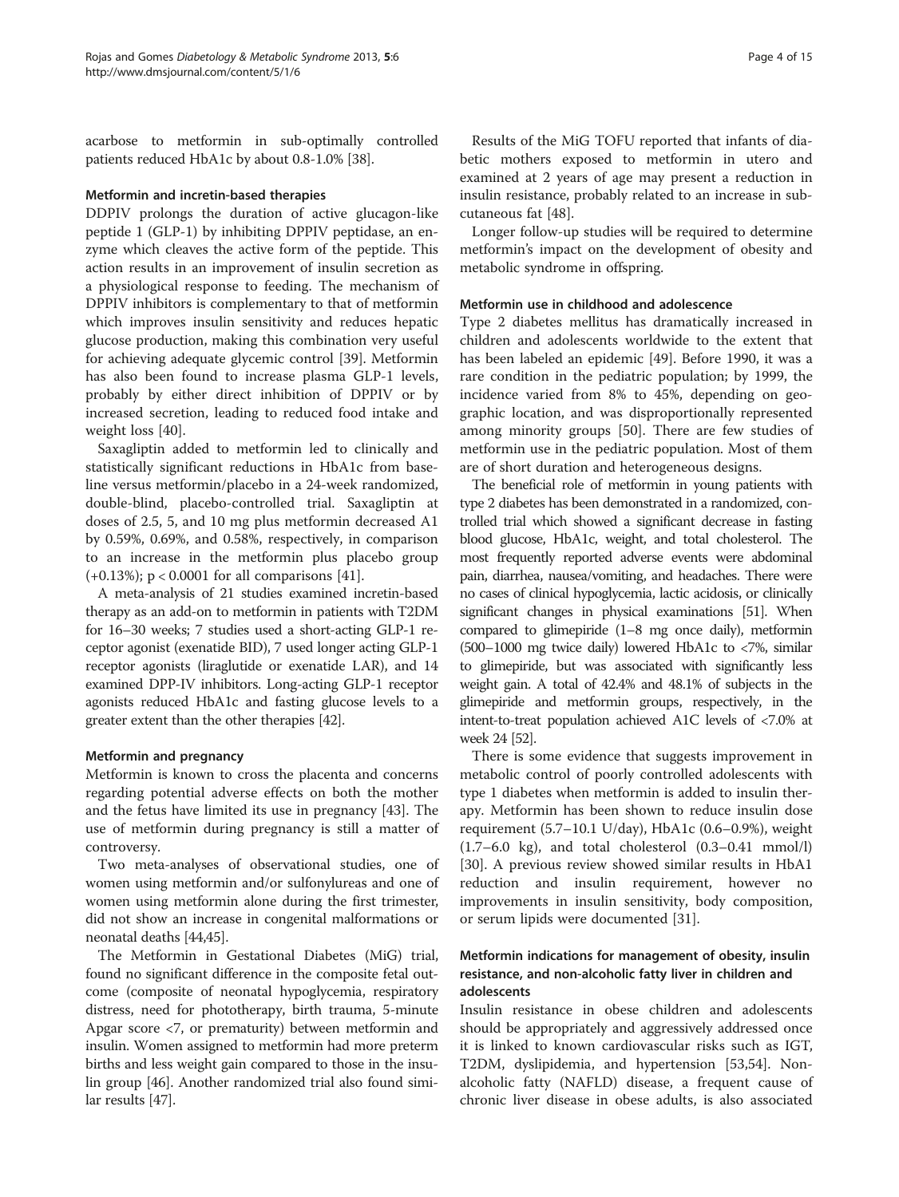acarbose to metformin in sub-optimally controlled patients reduced HbA1c by about 0.8-1.0% [38].

### Metformin and incretin-based therapies

DDPIV prolongs the duration of active glucagon-like peptide 1 (GLP-1) by inhibiting DPPIV peptidase, an enzyme which cleaves the active form of the peptide. This action results in an improvement of insulin secretion as a physiological response to feeding. The mechanism of DPPIV inhibitors is complementary to that of metformin which improves insulin sensitivity and reduces hepatic glucose production, making this combination very useful for achieving adequate glycemic control [39]. Metformin has also been found to increase plasma GLP-1 levels, probably by either direct inhibition of DPPIV or by increased secretion, leading to reduced food intake and weight loss [40].

Saxagliptin added to metformin led to clinically and statistically significant reductions in HbA1c from baseline versus metformin/placebo in a 24-week randomized, double-blind, placebo-controlled trial. Saxagliptin at doses of 2.5, 5, and 10 mg plus metformin decreased A1 by 0.59%, 0.69%, and 0.58%, respectively, in comparison to an increase in the metformin plus placebo group (+0.13%); $p < 0.0001$ for all comparisons [41].

A meta-analysis of 21 studies examined incretin-based therapy as an add-on to metformin in patients with T2DM for 16–30 weeks; 7 studies used a short-acting GLP-1 receptor agonist (exenatide BID), 7 used longer acting GLP-1 receptor agonists (liraglutide or exenatide LAR), and 14 examined DPP-IV inhibitors. Long-acting GLP-1 receptor agonists reduced HbA1c and fasting glucose levels to a greater extent than the other therapies [42].

### Metformin and pregnancy

Metformin is known to cross the placenta and concerns regarding potential adverse effects on both the mother and the fetus have limited its use in pregnancy [43]. The use of metformin during pregnancy is still a matter of controversy.

Two meta-analyses of observational studies, one of women using metformin and/or sulfonylureas and one of women using metformin alone during the first trimester, did not show an increase in congenital malformations or neonatal deaths [44,45].

The Metformin in Gestational Diabetes (MiG) trial, found no significant difference in the composite fetal outcome (composite of neonatal hypoglycemia, respiratory distress, need for phototherapy, birth trauma, 5-minute Apgar score <7, or prematurity) between metformin and insulin. Women assigned to metformin had more preterm births and less weight gain compared to those in the insulin group [46]. Another randomized trial also found similar results [47].

Results of the MiG TOFU reported that infants of diabetic mothers exposed to metformin in utero and examined at 2 years of age may present a reduction in insulin resistance, probably related to an increase in subcutaneous fat [48].

Longer follow-up studies will be required to determine metformin's impact on the development of obesity and metabolic syndrome in offspring.

### Metformin use in childhood and adolescence

Type 2 diabetes mellitus has dramatically increased in children and adolescents worldwide to the extent that has been labeled an epidemic [49]. Before 1990, it was a rare condition in the pediatric population; by 1999, the incidence varied from 8% to 45%, depending on geographic location, and was disproportionally represented among minority groups [50]. There are few studies of metformin use in the pediatric population. Most of them are of short duration and heterogeneous designs.

The beneficial role of metformin in young patients with type 2 diabetes has been demonstrated in a randomized, controlled trial which showed a significant decrease in fasting blood glucose, HbA1c, weight, and total cholesterol. The most frequently reported adverse events were abdominal pain, diarrhea, nausea/vomiting, and headaches. There were no cases of clinical hypoglycemia, lactic acidosis, or clinically significant changes in physical examinations [51]. When compared to glimepiride (1–8 mg once daily), metformin (500–1000 mg twice daily) lowered HbA1c to <7%, similar to glimepiride, but was associated with significantly less weight gain. A total of 42.4% and 48.1% of subjects in the glimepiride and metformin groups, respectively, in the intent-to-treat population achieved A1C levels of <7.0% at week 24 [52].

There is some evidence that suggests improvement in metabolic control of poorly controlled adolescents with type 1 diabetes when metformin is added to insulin therapy. Metformin has been shown to reduce insulin dose requirement (5.7–10.1 U/day), HbA1c (0.6–0.9%), weight (1.7–6.0 kg), and total cholesterol (0.3–0.41 mmol/l) [30]. A previous review showed similar results in HbA1 reduction and insulin requirement, however no improvements in insulin sensitivity, body composition, or serum lipids were documented [31].

### Metformin indications for management of obesity, insulin resistance, and non-alcoholic fatty liver in children and adolescents

Insulin resistance in obese children and adolescents should be appropriately and aggressively addressed once it is linked to known cardiovascular risks such as IGT, T2DM, dyslipidemia, and hypertension [53,54]. Non-alcoholic fatty (NAFLD) disease, a frequent cause of chronic liver disease in obese adults, is also associated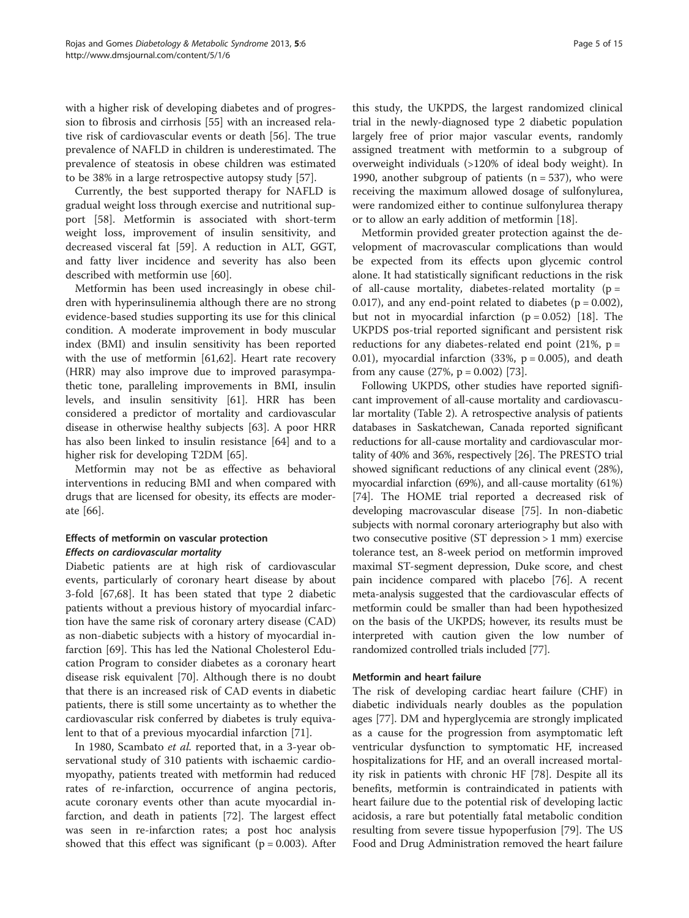with a higher risk of developing diabetes and of progression to fibrosis and cirrhosis [55] with an increased relative risk of cardiovascular events or death [56]. The true prevalence of NAFLD in children is underestimated. The prevalence of steatosis in obese children was estimated to be 38% in a large retrospective autopsy study [57].

Currently, the best supported therapy for NAFLD is gradual weight loss through exercise and nutritional support [58]. Metformin is associated with short-term weight loss, improvement of insulin sensitivity, and decreased visceral fat [59]. A reduction in ALT, GGT, and fatty liver incidence and severity has also been described with metformin use [60].

Metformin has been used increasingly in obese children with hyperinsulinemia although there are no strong evidence-based studies supporting its use for this clinical condition. A moderate improvement in body muscular index (BMI) and insulin sensitivity has been reported with the use of metformin [61,62]. Heart rate recovery (HRR) may also improve due to improved parasympathetic tone, paralleling improvements in BMI, insulin levels, and insulin sensitivity [61]. HRR has been considered a predictor of mortality and cardiovascular disease in otherwise healthy subjects [63]. A poor HRR has also been linked to insulin resistance [64] and to a higher risk for developing T2DM [65].

Metformin may not be as effective as behavioral interventions in reducing BMI and when compared with drugs that are licensed for obesity, its effects are moderate [66].

## Effects of metformin on vascular protection

### *Effects on cardiovascular mortality*

Diabetic patients are at high risk of cardiovascular events, particularly of coronary heart disease by about 3-fold [67,68]. It has been stated that type 2 diabetic patients without a previous history of myocardial infarction have the same risk of coronary artery disease (CAD) as non-diabetic subjects with a history of myocardial infarction [69]. This has led the National Cholesterol Education Program to consider diabetes as a coronary heart disease risk equivalent [70]. Although there is no doubt that there is an increased risk of CAD events in diabetic patients, there is still some uncertainty as to whether the cardiovascular risk conferred by diabetes is truly equivalent to that of a previous myocardial infarction [71].

In 1980, Scambato *et al.* reported that, in a 3-year observational study of 310 patients with ischaemic cardiomyopathy, patients treated with metformin had reduced rates of re-infarction, occurrence of angina pectoris, acute coronary events other than acute myocardial infarction, and death in patients [72]. The largest effect was seen in re-infarction rates; a post hoc analysis showed that this effect was significant ($p = 0.003$). After this study, the UKPDS, the largest randomized clinical trial in the newly-diagnosed type 2 diabetic population largely free of prior major vascular events, randomly assigned treatment with metformin to a subgroup of overweight individuals (>120% of ideal body weight). In 1990, another subgroup of patients ($n = 537$), who were receiving the maximum allowed dosage of sulfonylurea, were randomized either to continue sulfonylurea therapy or to allow an early addition of metformin [18].

Metformin provided greater protection against the development of macrovascular complications than would be expected from its effects upon glycemic control alone. It had statistically significant reductions in the risk of all-cause mortality, diabetes-related mortality ($p = 0.017$), and any end-point related to diabetes ($p = 0.002$), but not in myocardial infarction ($p = 0.052$) [18]. The UKPDS pos-trial reported significant and persistent risk reductions for any diabetes-related end point (21%, $p = 0.01$), myocardial infarction (33%, $p = 0.005$), and death from any cause (27%, $p = 0.002$) [73].

Following UKPDS, other studies have reported significant improvement of all-cause mortality and cardiovascular mortality (Table 2). A retrospective analysis of patients databases in Saskatchewan, Canada reported significant reductions for all-cause mortality and cardiovascular mortality of 40% and 36%, respectively [26]. The PRESTO trial showed significant reductions of any clinical event (28%), myocardial infarction (69%), and all-cause mortality (61%) [74]. The HOME trial reported a decreased risk of developing macrovascular disease [75]. In non-diabetic subjects with normal coronary arteriography but also with two consecutive positive (ST depression > 1 mm) exercise tolerance test, an 8-week period on metformin improved maximal ST-segment depression, Duke score, and chest pain incidence compared with placebo [76]. A recent meta-analysis suggested that the cardiovascular effects of metformin could be smaller than had been hypothesized on the basis of the UKPDS; however, its results must be interpreted with caution given the low number of randomized controlled trials included [77].

### Metformin and heart failure

The risk of developing cardiac heart failure (CHF) in diabetic individuals nearly doubles as the population ages [77]. DM and hyperglycemia are strongly implicated as a cause for the progression from asymptomatic left ventricular dysfunction to symptomatic HF, increased hospitalizations for HF, and an overall increased mortality risk in patients with chronic HF [78]. Despite all its benefits, metformin is contraindicated in patients with heart failure due to the potential risk of developing lactic acidosis, a rare but potentially fatal metabolic condition resulting from severe tissue hypoperfusion [79]. The US Food and Drug Administration removed the heart failure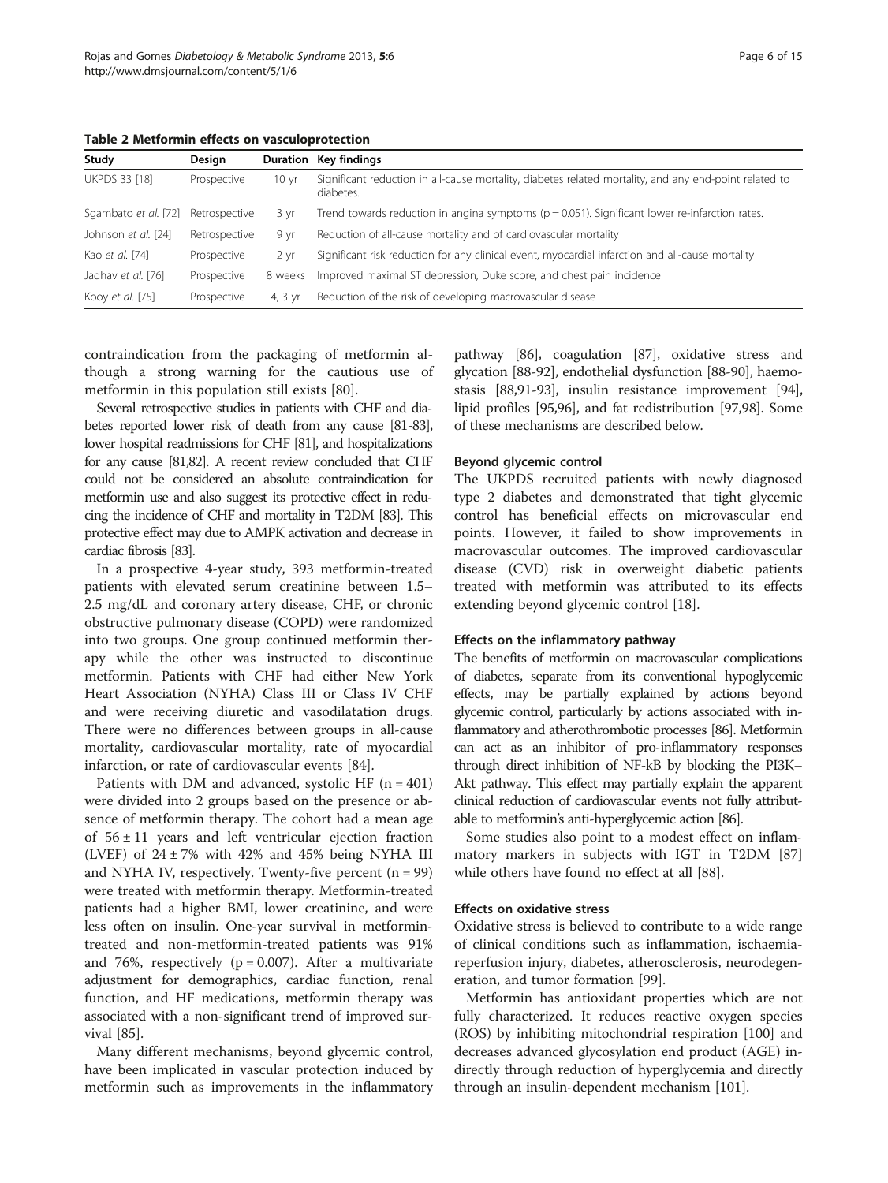**Table 2 Metformin effects on vasculoprotection**

| Study | Design | Duration | Key findings |
| --- | --- | --- | --- |
| UKPDS 33 [18] | Prospective | 10 yr | Significant reduction in all-cause mortality, diabetes related mortality, and any end-point related to diabetes. |
| Sgambato *et al.* [72] | Retrospective | 3 yr | Trend towards reduction in angina symptoms ($p = 0.051$). Significant lower re-infarction rates. |
| Johnson *et al.* [24] | Retrospective | 9 yr | Reduction of all-cause mortality and of cardiovascular mortality |
| Kao *et al.* [74] | Prospective | 2 yr | Significant risk reduction for any clinical event, myocardial infarction and all-cause mortality |
| Jadhav *et al.* [76] | Prospective | 8 weeks | Improved maximal ST depression, Duke score, and chest pain incidence |
| Kooy *et al.* [75] | Prospective | 4, 3 yr | Reduction of the risk of developing macrovascular disease |

contraindication from the packaging of metformin although a strong warning for the cautious use of metformin in this population still exists [80].

Several retrospective studies in patients with CHF and diabetes reported lower risk of death from any cause [81-83], lower hospital readmissions for CHF [81], and hospitalizations for any cause [81,82]. A recent review concluded that CHF could not be considered an absolute contraindication for metformin use and also suggest its protective effect in reducing the incidence of CHF and mortality in T2DM [83]. This protective effect may due to AMPK activation and decrease in cardiac fibrosis [83].

In a prospective 4-year study, 393 metformin-treated patients with elevated serum creatinine between 1.5–2.5 mg/dL and coronary artery disease, CHF, or chronic obstructive pulmonary disease (COPD) were randomized into two groups. One group continued metformin therapy while the other was instructed to discontinue metformin. Patients with CHF had either New York Heart Association (NYHA) Class III or Class IV CHF and were receiving diuretic and vasodilatation drugs. There were no differences between groups in all-cause mortality, cardiovascular mortality, rate of myocardial infarction, or rate of cardiovascular events [84].

Patients with DM and advanced, systolic HF ($n = 401$) were divided into 2 groups based on the presence or absence of metformin therapy. The cohort had a mean age of $56 \pm 11$ years and left ventricular ejection fraction (LVEF) of $24 \pm 7\%$ with 42% and 45% being NYHA III and NYHA IV, respectively. Twenty-five percent ($n = 99$) were treated with metformin therapy. Metformin-treated patients had a higher BMI, lower creatinine, and were less often on insulin. One-year survival in metformin-treated and non-metformin-treated patients was 91% and 76%, respectively ($p = 0.007$). After a multivariate adjustment for demographics, cardiac function, renal function, and HF medications, metformin therapy was associated with a non-significant trend of improved survival [85].

Many different mechanisms, beyond glycemic control, have been implicated in vascular protection induced by metformin such as improvements in the inflammatory pathway [86], coagulation [87], oxidative stress and glycation [88-92], endothelial dysfunction [88-90], haemostasis [88,91-93], insulin resistance improvement [94], lipid profiles [95,96], and fat redistribution [97,98]. Some of these mechanisms are described below.

### Beyond glycemic control

The UKPDS recruited patients with newly diagnosed type 2 diabetes and demonstrated that tight glycemic control has beneficial effects on microvascular end points. However, it failed to show improvements in macrovascular outcomes. The improved cardiovascular disease (CVD) risk in overweight diabetic patients treated with metformin was attributed to its effects extending beyond glycemic control [18].

### Effects on the inflammatory pathway

The benefits of metformin on macrovascular complications of diabetes, separate from its conventional hypoglycemic effects, may be partially explained by actions beyond glycemic control, particularly by actions associated with inflammatory and atherothrombotic processes [86]. Metformin can act as an inhibitor of pro-inflammatory responses through direct inhibition of NF-kB by blocking the PI3K–Akt pathway. This effect may partially explain the apparent clinical reduction of cardiovascular events not fully attributable to metformin's anti-hyperglycemic action [86].

Some studies also point to a modest effect on inflammatory markers in subjects with IGT in T2DM [87] while others have found no effect at all [88].

### Effects on oxidative stress

Oxidative stress is believed to contribute to a wide range of clinical conditions such as inflammation, ischaemia-reperfusion injury, diabetes, atherosclerosis, neurodegeneration, and tumor formation [99].

Metformin has antioxidant properties which are not fully characterized. It reduces reactive oxygen species (ROS) by inhibiting mitochondrial respiration [100] and decreases advanced glycosylation end product (AGE) indirectly through reduction of hyperglycemia and directly through an insulin-dependent mechanism [101].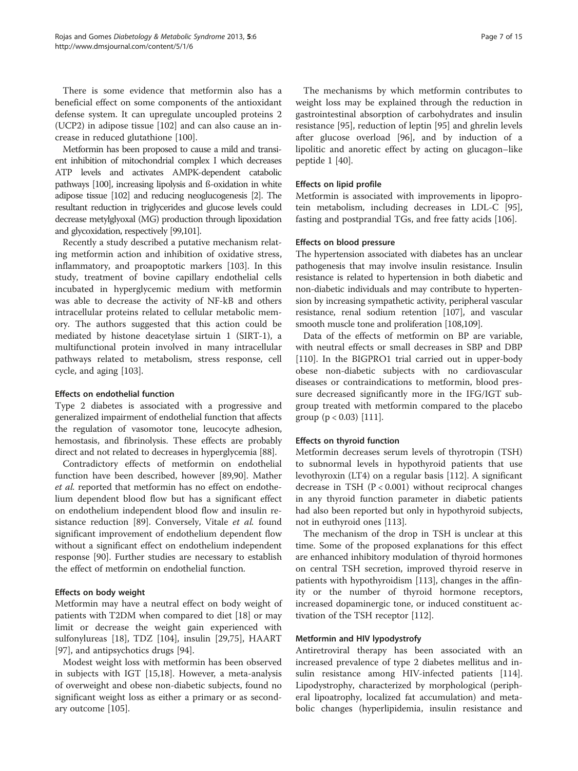There is some evidence that metformin also has a beneficial effect on some components of the antioxidant defense system. It can upregulate uncoupled proteins 2 (UCP2) in adipose tissue [102] and can also cause an increase in reduced glutathione [100].

Metformin has been proposed to cause a mild and transient inhibition of mitochondrial complex I which decreases ATP levels and activates AMPK-dependent catabolic pathways [100], increasing lipolysis and ß-oxidation in white adipose tissue [102] and reducing neoglucogenesis [2]. The resultant reduction in triglycerides and glucose levels could decrease metylglyoxal (MG) production through lipoxidation and glycoxidation, respectively [99,101].

Recently a study described a putative mechanism relating metformin action and inhibition of oxidative stress, inflammatory, and proapoptotic markers [103]. In this study, treatment of bovine capillary endothelial cells incubated in hyperglycemic medium with metformin was able to decrease the activity of NF-kB and others intracellular proteins related to cellular metabolic memory. The authors suggested that this action could be mediated by histone deacetylase sirtuin 1 (SIRT-1), a multifunctional protein involved in many intracellular pathways related to metabolism, stress response, cell cycle, and aging [103].

#### Effects on endothelial function

Type 2 diabetes is associated with a progressive and generalized impairment of endothelial function that affects the regulation of vasomotor tone, leucocyte adhesion, hemostasis, and fibrinolysis. These effects are probably direct and not related to decreases in hyperglycemia [88].

Contradictory effects of metformin on endothelial function have been described, however [89,90]. Mather *et al.* reported that metformin has no effect on endothelium dependent blood flow but has a significant effect on endothelium independent blood flow and insulin resistance reduction [89]. Conversely, Vitale *et al.* found significant improvement of endothelium dependent flow without a significant effect on endothelium independent response [90]. Further studies are necessary to establish the effect of metformin on endothelial function.

#### Effects on body weight

Metformin may have a neutral effect on body weight of patients with T2DM when compared to diet [18] or may limit or decrease the weight gain experienced with sulfonylureas [18], TDZ [104], insulin [29,75], HAART [97], and antipsychotics drugs [94].

Modest weight loss with metformin has been observed in subjects with IGT [15,18]. However, a meta-analysis of overweight and obese non-diabetic subjects, found no significant weight loss as either a primary or as secondary outcome [105].

The mechanisms by which metformin contributes to weight loss may be explained through the reduction in gastrointestinal absorption of carbohydrates and insulin resistance [95], reduction of leptin [95] and ghrelin levels after glucose overload [96], and by induction of a lipolitic and anoretic effect by acting on glucagon–like peptide 1 [40].

#### Effects on lipid profile

Metformin is associated with improvements in lipoprotein metabolism, including decreases in LDL-C [95], fasting and postprandial TGs, and free fatty acids [106].

#### Effects on blood pressure

The hypertension associated with diabetes has an unclear pathogenesis that may involve insulin resistance. Insulin resistance is related to hypertension in both diabetic and non-diabetic individuals and may contribute to hypertension by increasing sympathetic activity, peripheral vascular resistance, renal sodium retention [107], and vascular smooth muscle tone and proliferation [108,109].

Data of the effects of metformin on BP are variable, with neutral effects or small decreases in SBP and DBP [110]. In the BIGPRO1 trial carried out in upper-body obese non-diabetic subjects with no cardiovascular diseases or contraindications to metformin, blood pressure decreased significantly more in the IFG/IGT subgroup treated with metformin compared to the placebo group ($p < 0.03$) [111].

#### Effects on thyroid function

Metformin decreases serum levels of thyrotropin (TSH) to subnormal levels in hypothyroid patients that use levothyroxin (LT4) on a regular basis [112]. A significant decrease in TSH ($P < 0.001$) without reciprocal changes in any thyroid function parameter in diabetic patients had also been reported but only in hypothyroid subjects, not in euthyroid ones [113].

The mechanism of the drop in TSH is unclear at this time. Some of the proposed explanations for this effect are enhanced inhibitory modulation of thyroid hormones on central TSH secretion, improved thyroid reserve in patients with hypothyroidism [113], changes in the affinity or the number of thyroid hormone receptors, increased dopaminergic tone, or induced constituent activation of the TSH receptor [112].

#### Metformin and HIV lypodystrofy

Antiretroviral therapy has been associated with an increased prevalence of type 2 diabetes mellitus and insulin resistance among HIV-infected patients [114]. Lipodystrophy, characterized by morphological (peripheral lipoatrophy, localized fat accumulation) and metabolic changes (hyperlipidemia, insulin resistance and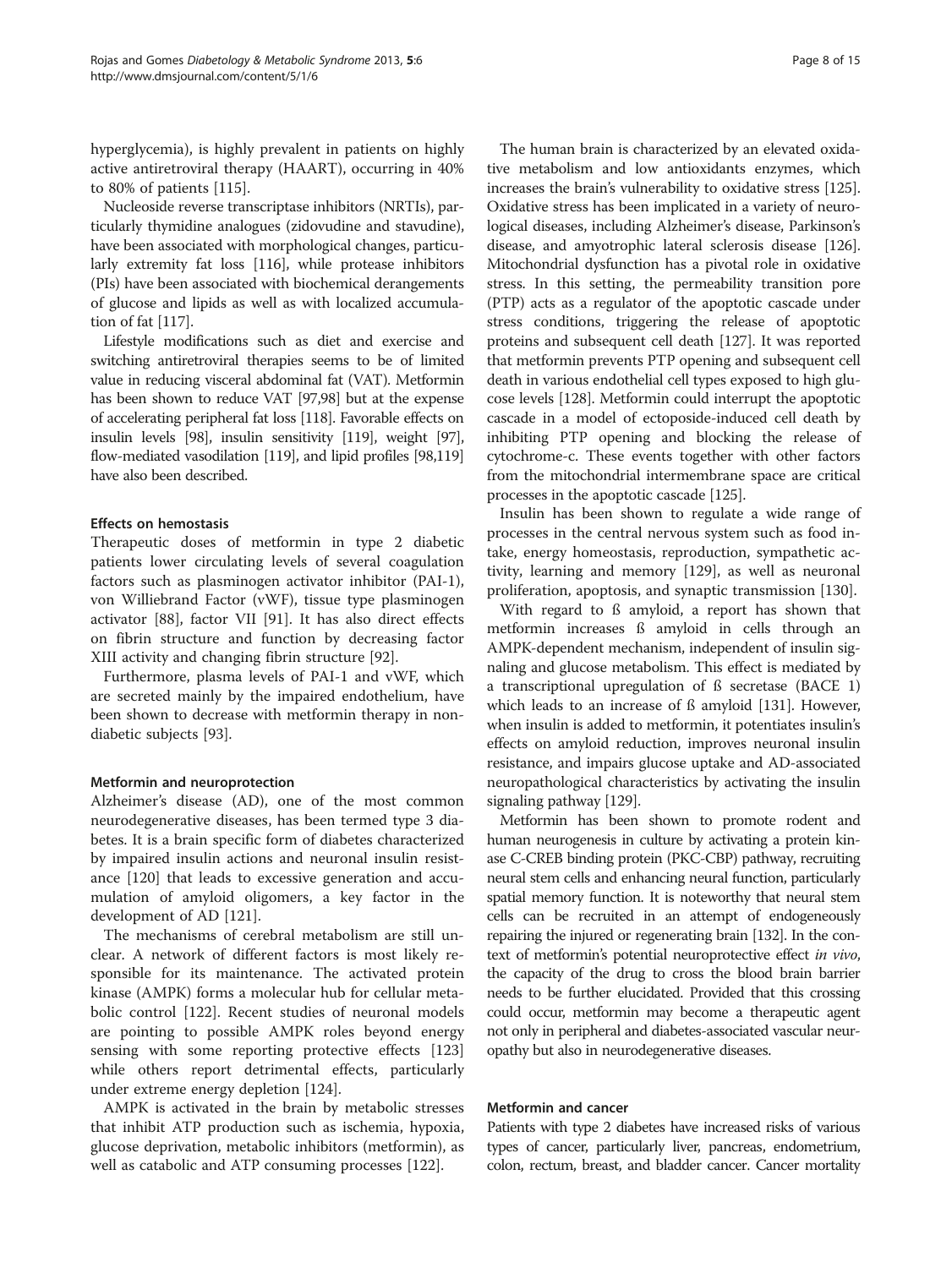hyperglycemia), is highly prevalent in patients on highly active antiretroviral therapy (HAART), occurring in 40% to 80% of patients [115].

Nucleoside reverse transcriptase inhibitors (NRTIs), particularly thymidine analogues (zidovudine and stavudine), have been associated with morphological changes, particularly extremity fat loss [116], while protease inhibitors (PIs) have been associated with biochemical derangements of glucose and lipids as well as with localized accumulation of fat [117].

Lifestyle modifications such as diet and exercise and switching antiretroviral therapies seems to be of limited value in reducing visceral abdominal fat (VAT). Metformin has been shown to reduce VAT [97,98] but at the expense of accelerating peripheral fat loss [118]. Favorable effects on insulin levels [98], insulin sensitivity [119], weight [97], flow-mediated vasodilation [119], and lipid profiles [98,119] have also been described.

#### Effects on hemostasis

Therapeutic doses of metformin in type 2 diabetic patients lower circulating levels of several coagulation factors such as plasminogen activator inhibitor (PAI-1), von Williebrand Factor (vWF), tissue type plasminogen activator [88], factor VII [91]. It has also direct effects on fibrin structure and function by decreasing factor XIII activity and changing fibrin structure [92].

Furthermore, plasma levels of PAI-1 and vWF, which are secreted mainly by the impaired endothelium, have been shown to decrease with metformin therapy in non-diabetic subjects [93].

#### Metformin and neuroprotection

Alzheimer's disease (AD), one of the most common neurodegenerative diseases, has been termed type 3 diabetes. It is a brain specific form of diabetes characterized by impaired insulin actions and neuronal insulin resistance [120] that leads to excessive generation and accumulation of amyloid oligomers, a key factor in the development of AD [121].

The mechanisms of cerebral metabolism are still unclear. A network of different factors is most likely responsible for its maintenance. The activated protein kinase (AMPK) forms a molecular hub for cellular metabolic control [122]. Recent studies of neuronal models are pointing to possible AMPK roles beyond energy sensing with some reporting protective effects [123] while others report detrimental effects, particularly under extreme energy depletion [124].

AMPK is activated in the brain by metabolic stresses that inhibit ATP production such as ischemia, hypoxia, glucose deprivation, metabolic inhibitors (metformin), as well as catabolic and ATP consuming processes [122].

The human brain is characterized by an elevated oxidative metabolism and low antioxidants enzymes, which increases the brain's vulnerability to oxidative stress [125]. Oxidative stress has been implicated in a variety of neurological diseases, including Alzheimer's disease, Parkinson's disease, and amyotrophic lateral sclerosis disease [126]. Mitochondrial dysfunction has a pivotal role in oxidative stress. In this setting, the permeability transition pore (PTP) acts as a regulator of the apoptotic cascade under stress conditions, triggering the release of apoptotic proteins and subsequent cell death [127]. It was reported that metformin prevents PTP opening and subsequent cell death in various endothelial cell types exposed to high glucose levels [128]. Metformin could interrupt the apoptotic cascade in a model of ectoposide-induced cell death by inhibiting PTP opening and blocking the release of cytochrome-c. These events together with other factors from the mitochondrial intermembrane space are critical processes in the apoptotic cascade [125].

Insulin has been shown to regulate a wide range of processes in the central nervous system such as food intake, energy homeostasis, reproduction, sympathetic activity, learning and memory [129], as well as neuronal proliferation, apoptosis, and synaptic transmission [130].

With regard to ß amyloid, a report has shown that metformin increases ß amyloid in cells through an AMPK-dependent mechanism, independent of insulin signaling and glucose metabolism. This effect is mediated by a transcriptional upregulation of ß secretase (BACE 1) which leads to an increase of ß amyloid [131]. However, when insulin is added to metformin, it potentiates insulin's effects on amyloid reduction, improves neuronal insulin resistance, and impairs glucose uptake and AD-associated neuropathological characteristics by activating the insulin signaling pathway [129].

Metformin has been shown to promote rodent and human neurogenesis in culture by activating a protein kinase C-CREB binding protein (PKC-CBP) pathway, recruiting neural stem cells and enhancing neural function, particularly spatial memory function. It is noteworthy that neural stem cells can be recruited in an attempt of endogeneously repairing the injured or regenerating brain [132]. In the context of metformin's potential neuroprotective effect *in vivo*, the capacity of the drug to cross the blood brain barrier needs to be further elucidated. Provided that this crossing could occur, metformin may become a therapeutic agent not only in peripheral and diabetes-associated vascular neuropathy but also in neurodegenerative diseases.

#### Metformin and cancer

Patients with type 2 diabetes have increased risks of various types of cancer, particularly liver, pancreas, endometrium, colon, rectum, breast, and bladder cancer. Cancer mortality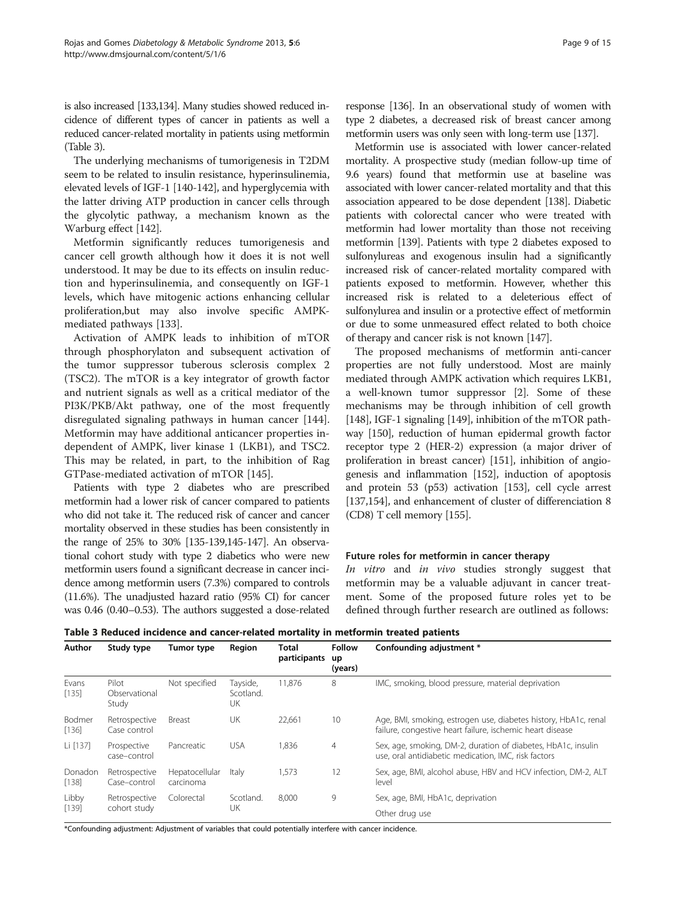is also increased [133,134]. Many studies showed reduced incidence of different types of cancer in patients as well a reduced cancer-related mortality in patients using metformin (Table 3).

The underlying mechanisms of tumorigenesis in T2DM seem to be related to insulin resistance, hyperinsulinemia, elevated levels of IGF-1 [140-142], and hyperglycemia with the latter driving ATP production in cancer cells through the glycolytic pathway, a mechanism known as the Warburg effect [142].

Metformin significantly reduces tumorigenesis and cancer cell growth although how it does it is not well understood. It may be due to its effects on insulin reduction and hyperinsulinemia, and consequently on IGF-1 levels, which have mitogenic actions enhancing cellular proliferation,but may also involve specific AMPK-mediated pathways [133].

Activation of AMPK leads to inhibition of mTOR through phosphorylaton and subsequent activation of the tumor suppressor tuberous sclerosis complex 2 (TSC2). The mTOR is a key integrator of growth factor and nutrient signals as well as a critical mediator of the PI3K/PKB/Akt pathway, one of the most frequently disregulated signaling pathways in human cancer [144]. Metformin may have additional anticancer properties independent of AMPK, liver kinase 1 (LKB1), and TSC2. This may be related, in part, to the inhibition of Rag GTPase-mediated activation of mTOR [145].

Patients with type 2 diabetes who are prescribed metformin had a lower risk of cancer compared to patients who did not take it. The reduced risk of cancer and cancer mortality observed in these studies has been consistently in the range of 25% to 30% [135-139,145-147]. An observational cohort study with type 2 diabetics who were new metformin users found a significant decrease in cancer incidence among metformin users (7.3%) compared to controls (11.6%). The unadjusted hazard ratio (95% CI) for cancer was 0.46 (0.40–0.53). The authors suggested a dose-related response [136]. In an observational study of women with type 2 diabetes, a decreased risk of breast cancer among metformin users was only seen with long-term use [137].

Metformin use is associated with lower cancer-related mortality. A prospective study (median follow-up time of 9.6 years) found that metformin use at baseline was associated with lower cancer-related mortality and that this association appeared to be dose dependent [138]. Diabetic patients with colorectal cancer who were treated with metformin had lower mortality than those not receiving metformin [139]. Patients with type 2 diabetes exposed to sulfonylureas and exogenous insulin had a significantly increased risk of cancer-related mortality compared with patients exposed to metformin. However, whether this increased risk is related to a deleterious effect of sulfonylurea and insulin or a protective effect of metformin or due to some unmeasured effect related to both choice of therapy and cancer risk is not known [147].

The proposed mechanisms of metformin anti-cancer properties are not fully understood. Most are mainly mediated through AMPK activation which requires LKB1, a well-known tumor suppressor [2]. Some of these mechanisms may be through inhibition of cell growth [148], IGF-1 signaling [149], inhibition of the mTOR pathway [150], reduction of human epidermal growth factor receptor type 2 (HER-2) expression (a major driver of proliferation in breast cancer) [151], inhibition of angiogenesis and inflammation [152], induction of apoptosis and protein 53 (p53) activation [153], cell cycle arrest [137,154], and enhancement of cluster of differenciation 8 (CD8) T cell memory [155].

### Future roles for metformin in cancer therapy

*In vitro* and *in vivo* studies strongly suggest that metformin may be a valuable adjuvant in cancer treatment. Some of the proposed future roles yet to be defined through further research are outlined as follows:

**Table 3 Reduced incidence and cancer-related mortality in metformin treated patients**

| Author | Study type | Tumor type | Region | Total participants | Follow up (years) | Confounding adjustment * |
|---|---|---|---|---|---|---|
| Evans [135] | Pilot Observational Study | Not specified | Tayside, Scotland. UK | 11,876 | 8 | IMC, smoking, blood pressure, material deprivation |
| Bodmer [136] | Retrospective Case control | Breast | UK | 22,661 | 10 | Age, BMI, smoking, estrogen use, diabetes history, HbA1c, renal failure, congestive heart failure, ischemic heart disease |
| Li [137] | Prospective case–control | Pancreatic | USA | 1,836 | 4 | Sex, age, smoking, DM-2, duration of diabetes, HbA1c, insulin use, oral antidiabetic medication, IMC, risk factors |
| Donadon [138] | Retrospective Case–control | Hepatocellular carcinoma | Italy | 1,573 | 12 | Sex, age, BMI, alcohol abuse, HBV and HCV infection, DM-2, ALT level |
| Libby [139] | Retrospective cohort study | Colorectal | Scotland. UK | 8,000 | 9 | Sex, age, BMI, HbA1c, deprivation<br>Other drug use |

*Confounding adjustment: Adjustment of variables that could potentially interfere with cancer incidence.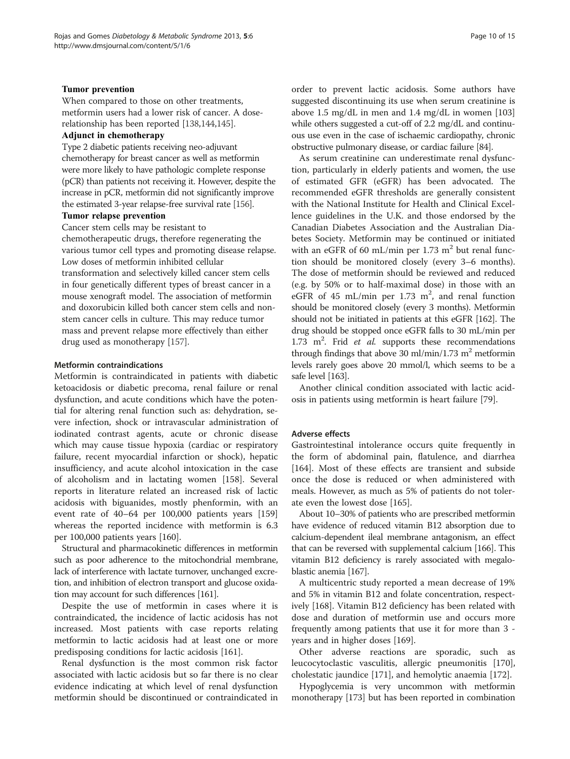**Tumor prevention**

When compared to those on other treatments, metformin users had a lower risk of cancer. A dose-relationship has been reported [138,144,145].

**Adjunct in chemotherapy**

Type 2 diabetic patients receiving neo-adjuvant chemotherapy for breast cancer as well as metformin were more likely to have pathologic complete response (pCR) than patients not receiving it. However, despite the increase in pCR, metformin did not significantly improve the estimated 3-year relapse-free survival rate [156].

**Tumor relapse prevention**

Cancer stem cells may be resistant to chemotherapeutic drugs, therefore regenerating the various tumor cell types and promoting disease relapse. Low doses of metformin inhibited cellular transformation and selectively killed cancer stem cells in four genetically different types of breast cancer in a mouse xenograft model. The association of metformin and doxorubicin killed both cancer stem cells and non-stem cancer cells in culture. This may reduce tumor mass and prevent relapse more effectively than either drug used as monotherapy [157].

### Metformin contraindications

Metformin is contraindicated in patients with diabetic ketoacidosis or diabetic precoma, renal failure or renal dysfunction, and acute conditions which have the potential for altering renal function such as: dehydration, severe infection, shock or intravascular administration of iodinated contrast agents, acute or chronic disease which may cause tissue hypoxia (cardiac or respiratory failure, recent myocardial infarction or shock), hepatic insufficiency, and acute alcohol intoxication in the case of alcoholism and in lactating women [158]. Several reports in literature related an increased risk of lactic acidosis with biguanides, mostly phenformin, with an event rate of 40–64 per 100,000 patients years [159] whereas the reported incidence with metformin is 6.3 per 100,000 patients years [160].

Structural and pharmacokinetic differences in metformin such as poor adherence to the mitochondrial membrane, lack of interference with lactate turnover, unchanged excretion, and inhibition of electron transport and glucose oxidation may account for such differences [161].

Despite the use of metformin in cases where it is contraindicated, the incidence of lactic acidosis has not increased. Most patients with case reports relating metformin to lactic acidosis had at least one or more predisposing conditions for lactic acidosis [161].

Renal dysfunction is the most common risk factor associated with lactic acidosis but so far there is no clear evidence indicating at which level of renal dysfunction metformin should be discontinued or contraindicated in order to prevent lactic acidosis. Some authors have suggested discontinuing its use when serum creatinine is above 1.5 mg/dL in men and 1.4 mg/dL in women [103] while others suggested a cut-off of 2.2 mg/dL and continuous use even in the case of ischaemic cardiopathy, chronic obstructive pulmonary disease, or cardiac failure [84].

As serum creatinine can underestimate renal dysfunction, particularly in elderly patients and women, the use of estimated GFR (eGFR) has been advocated. The recommended eGFR thresholds are generally consistent with the National Institute for Health and Clinical Excellence guidelines in the U.K. and those endorsed by the Canadian Diabetes Association and the Australian Diabetes Society. Metformin may be continued or initiated with an eGFR of 60 mL/min per 1.73 $m^2$ but renal function should be monitored closely (every 3–6 months). The dose of metformin should be reviewed and reduced (e.g. by 50% or to half-maximal dose) in those with an eGFR of 45 mL/min per 1.73 $m^2$, and renal function should be monitored closely (every 3 months). Metformin should not be initiated in patients at this eGFR [162]. The drug should be stopped once eGFR falls to 30 mL/min per 1.73 $m^2$. Frid *et al.* supports these recommendations through findings that above 30 ml/min/1.73 $m^2$ metformin levels rarely goes above 20 mmol/l, which seems to be a safe level [163].

Another clinical condition associated with lactic acidosis in patients using metformin is heart failure [79].

### Adverse effects

Gastrointestinal intolerance occurs quite frequently in the form of abdominal pain, flatulence, and diarrhea [164]. Most of these effects are transient and subside once the dose is reduced or when administered with meals. However, as much as 5% of patients do not tolerate even the lowest dose [165].

About 10–30% of patients who are prescribed metformin have evidence of reduced vitamin B12 absorption due to calcium-dependent ileal membrane antagonism, an effect that can be reversed with supplemental calcium [166]. This vitamin B12 deficiency is rarely associated with megaloblastic anemia [167].

A multicentric study reported a mean decrease of 19% and 5% in vitamin B12 and folate concentration, respectively [168]. Vitamin B12 deficiency has been related with dose and duration of metformin use and occurs more frequently among patients that use it for more than 3 -years and in higher doses [169].

Other adverse reactions are sporadic, such as leucocytoclastic vasculitis, allergic pneumonitis [170], cholestatic jaundice [171], and hemolytic anaemia [172].

Hypoglycemia is very uncommon with metformin monotherapy [173] but has been reported in combination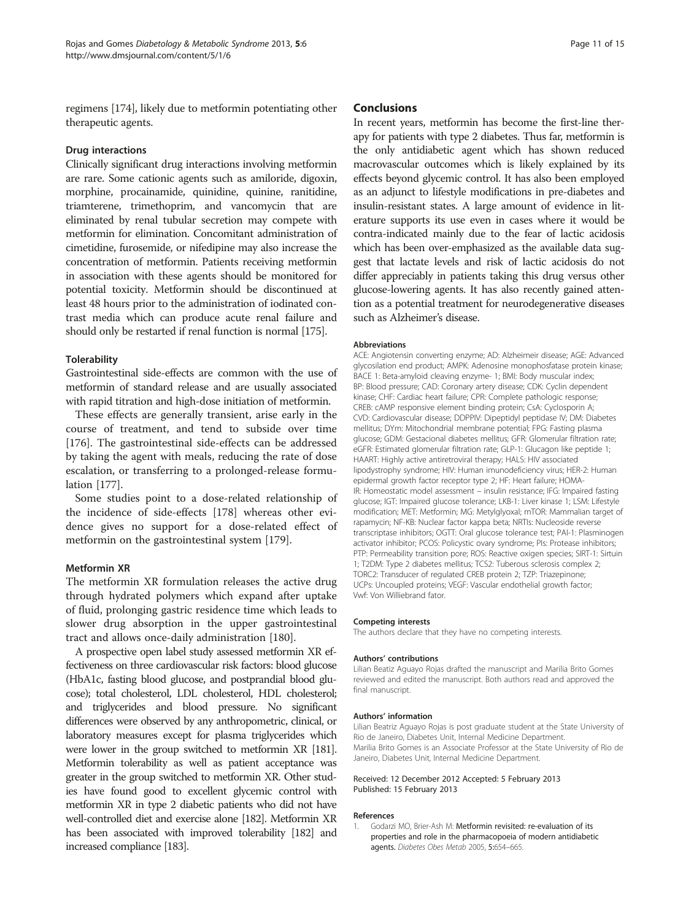regimens [174], likely due to metformin potentiating other therapeutic agents.

#### Drug interactions

Clinically significant drug interactions involving metformin are rare. Some cationic agents such as amiloride, digoxin, morphine, procainamide, quinidine, quinine, ranitidine, triamterene, trimethoprim, and vancomycin that are eliminated by renal tubular secretion may compete with metformin for elimination. Concomitant administration of cimetidine, furosemide, or nifedipine may also increase the concentration of metformin. Patients receiving metformin in association with these agents should be monitored for potential toxicity. Metformin should be discontinued at least 48 hours prior to the administration of iodinated contrast media which can produce acute renal failure and should only be restarted if renal function is normal [175].

#### Tolerability

Gastrointestinal side-effects are common with the use of metformin of standard release and are usually associated with rapid titration and high-dose initiation of metformin.

These effects are generally transient, arise early in the course of treatment, and tend to subside over time [176]. The gastrointestinal side-effects can be addressed by taking the agent with meals, reducing the rate of dose escalation, or transferring to a prolonged-release formulation [177].

Some studies point to a dose-related relationship of the incidence of side-effects [178] whereas other evidence gives no support for a dose-related effect of metformin on the gastrointestinal system [179].

#### Metformin XR

The metformin XR formulation releases the active drug through hydrated polymers which expand after uptake of fluid, prolonging gastric residence time which leads to slower drug absorption in the upper gastrointestinal tract and allows once-daily administration [180].

A prospective open label study assessed metformin XR effectiveness on three cardiovascular risk factors: blood glucose (HbA1c, fasting blood glucose, and postprandial blood glucose); total cholesterol, LDL cholesterol, HDL cholesterol; and triglycerides and blood pressure. No significant differences were observed by any anthropometric, clinical, or laboratory measures except for plasma triglycerides which were lower in the group switched to metformin XR [181]. Metformin tolerability as well as patient acceptance was greater in the group switched to metformin XR. Other studies have found good to excellent glycemic control with metformin XR in type 2 diabetic patients who did not have well-controlled diet and exercise alone [182]. Metformin XR has been associated with improved tolerability [182] and increased compliance [183].

## Conclusions

In recent years, metformin has become the first-line therapy for patients with type 2 diabetes. Thus far, metformin is the only antidiabetic agent which has shown reduced macrovascular outcomes which is likely explained by its effects beyond glycemic control. It has also been employed as an adjunct to lifestyle modifications in pre-diabetes and insulin-resistant states. A large amount of evidence in literature supports its use even in cases where it would be contra-indicated mainly due to the fear of lactic acidosis which has been over-emphasized as the available data suggest that lactate levels and risk of lactic acidosis do not differ appreciably in patients taking this drug versus other glucose-lowering agents. It has also recently gained attention as a potential treatment for neurodegenerative diseases such as Alzheimer's disease.

#### Abbreviations

ACE: Angiotensin converting enzyme; AD: Alzheimeir disease; AGE: Advanced glycosilation end product; AMPK: Adenosine monophosfatase protein kinase; BACE 1: Beta-amyloid cleaving enzyme- 1; BMI: Body muscular index; BP: Blood pressure; CAD: Coronary artery disease; CDK: Cyclin dependent kinase; CHF: Cardiac heart failure; CPR: Complete pathologic response; CREB: cAMP responsive element binding protein; CsA: Cyclosporin A; CVD: Cardiovascular disease; DDPPIV: Dipeptidyl peptidase IV; DM: Diabetes mellitus; DYm: Mitochondrial membrane potential; FPG: Fasting plasma glucose; GDM: Gestacional diabetes mellitus; GFR: Glomerular filtration rate; eGFR: Estimated glomerular filtration rate; GLP-1: Glucagon like peptide 1; HAART: Highly active antiretroviral therapy; HALS: HIV associated lipodystrophy syndrome; HIV: Human imunodeficiency virus; HER-2: Human epidermal growth factor receptor type 2; HF: Heart failure; HOMA-IR: Homeostatic model assessment – insulin resistance; IFG: Impaired fasting glucose; IGT: Impaired glucose tolerance; LKB-1: Liver kinase 1; LSM: Lifestyle modification; MET: Metformin; MG: Metylglyoxal; mTOR: Mammalian target of rapamycin; NF-KB: Nuclear factor kappa beta; NRTIs: Nucleoside reverse transcriptase inhibitors; OGTT: Oral glucose tolerance test; PAI-1: Plasminogen activator inhibitor; PCOS: Policystic ovary syndrome; PIs: Protease inhibitors; PTP: Permeability transition pore; ROS: Reactive oxigen species; SIRT-1: Sirtuin 1; T2DM: Type 2 diabetes mellitus; TCS2: Tuberous sclerosis complex 2; TORC2: Transducer of regulated CREB protein 2; TZP: Triazepinone; UCPs: Uncoupled proteins; VEGF: Vascular endothelial growth factor; Vwf: Von Williebrand fator.

#### Competing interests

The authors declare that they have no competing interests.

#### Authors' contributions

Lilian Beatiz Aguayo Rojas drafted the manuscript and Marilia Brito Gomes reviewed and edited the manuscript. Both authors read and approved the final manuscript.

#### Authors' information

Lilian Beatriz Aguayo Rojas is post graduate student at the State University of Rio de Janeiro, Diabetes Unit, Internal Medicine Department.
Marilia Brito Gomes is an Associate Professor at the State University of Rio de Janeiro, Diabetes Unit, Internal Medicine Department.

Received: 12 December 2012 Accepted: 5 February 2013
Published: 15 February 2013

#### References

1. Godarzi MO, Brier-Ash M: **Metformin revisited: re-evaluation of its properties and role in the pharmacopoeia of modern antidiabetic agents.** *Diabetes Obes Metab* 2005, **5:**654–665.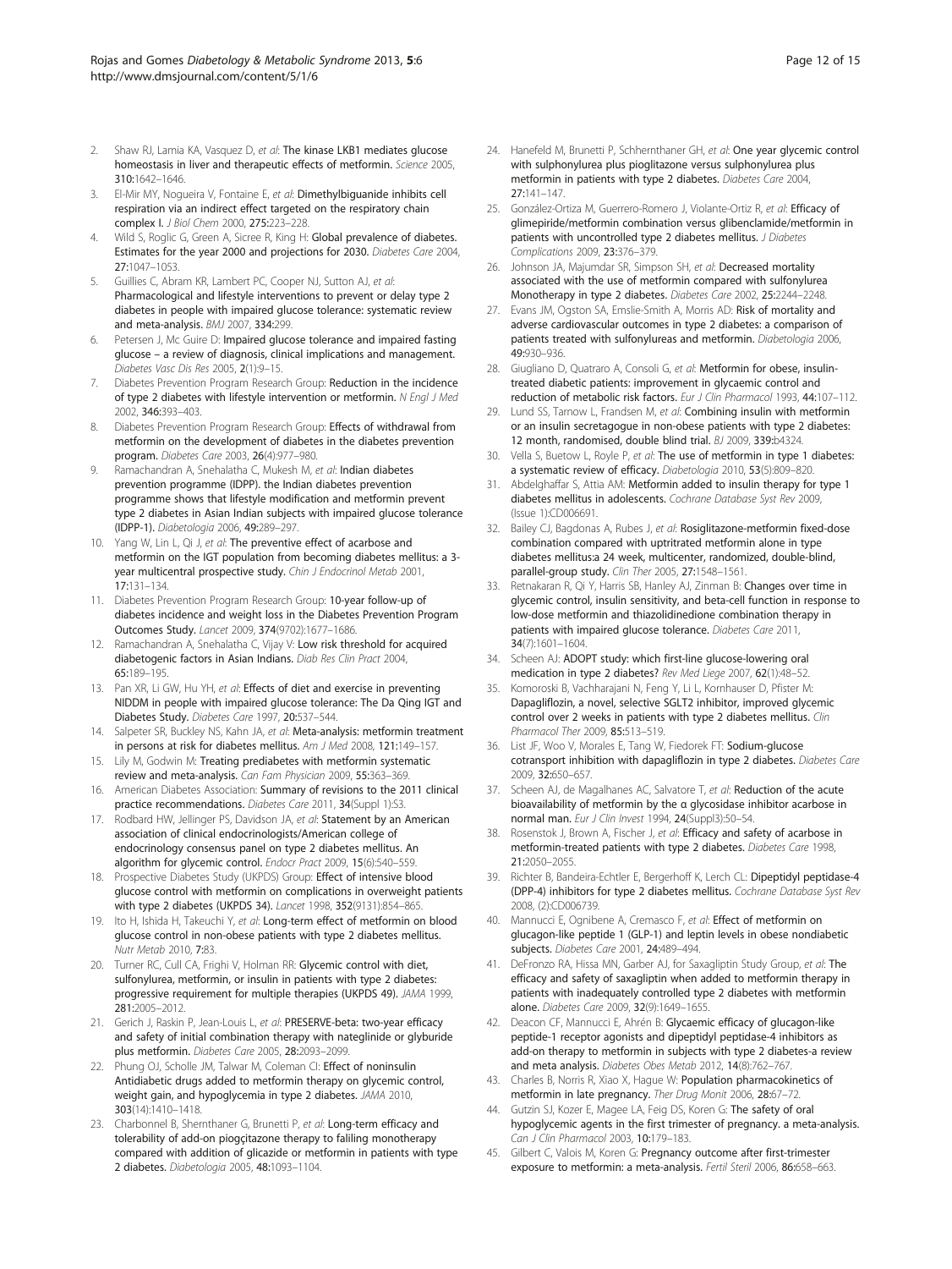2. Shaw RJ, Lamia KA, Vasquez D, *et al*: **The kinase LKB1 mediates glucose homeostasis in liver and therapeutic effects of metformin.** *Science* 2005, **310:**1642–1646.
3. El-Mir MY, Nogueira V, Fontaine E, *et al*: **Dimethylbiguanide inhibits cell respiration via an indirect effect targeted on the respiratory chain complex I.** *J Biol Chem* 2000, **275:**223–228.
4. Wild S, Roglic G, Green A, Sicree R, King H: **Global prevalence of diabetes. Estimates for the year 2000 and projections for 2030.** *Diabetes Care* 2004, **27:**1047–1053.
5. Guillies C, Abram KR, Lambert PC, Cooper NJ, Sutton AJ, *et al*: **Pharmacological and lifestyle interventions to prevent or delay type 2 diabetes in people with impaired glucose tolerance: systematic review and meta-analysis.** *BMJ* 2007, **334:**299.
6. Petersen J, Mc Guire D: **Impaired glucose tolerance and impaired fasting glucose – a review of diagnosis, clinical implications and management.** *Diabetes Vasc Dis Res* 2005, **2**(1):9–15.
7. Diabetes Prevention Program Research Group: **Reduction in the incidence of type 2 diabetes with lifestyle intervention or metformin.** *N Engl J Med* 2002, **346:**393–403.
8. Diabetes Prevention Program Research Group: **Effects of withdrawal from metformin on the development of diabetes in the diabetes prevention program.** *Diabetes Care* 2003, **26**(4):977–980.
9. Ramachandran A, Snehalatha C, Mukesh M, *et al*: **Indian diabetes prevention programme (IDPP). the Indian diabetes prevention programme shows that lifestyle modification and metformin prevent type 2 diabetes in Asian Indian subjects with impaired glucose tolerance (IDPP-1).** *Diabetologia* 2006, **49:**289–297.
10. Yang W, Lin L, Qi J, *et al*: **The preventive effect of acarbose and metformin on the IGT population from becoming diabetes mellitus: a 3-year multicentral prospective study.** *Chin J Endocrinol Metab* 2001, **17:**131–134.
11. Diabetes Prevention Program Research Group: **10-year follow-up of diabetes incidence and weight loss in the Diabetes Prevention Program Outcomes Study.** *Lancet* 2009, **374**(9702):1677–1686.
12. Ramachandran A, Snehalatha C, Vijay V: **Low risk threshold for acquired diabetogenic factors in Asian Indians.** *Diab Res Clin Pract* 2004, **65:**189–195.
13. Pan XR, Li GW, Hu YH, *et al*: **Effects of diet and exercise in preventing NIDDM in people with impaired glucose tolerance: The Da Qing IGT and Diabetes Study.** *Diabetes Care* 1997, **20:**537–544.
14. Salpeter SR, Buckley NS, Kahn JA, *et al*: **Meta-analysis: metformin treatment in persons at risk for diabetes mellitus.** *Am J Med* 2008, **121:**149–157.
15. Lily M, Godwin M: **Treating prediabetes with metformin systematic review and meta-analysis.** *Can Fam Physician* 2009, **55:**363–369.
16. American Diabetes Association: **Summary of revisions to the 2011 clinical practice recommendations.** *Diabetes Care* 2011, **34**(Suppl 1):S3.
17. Rodbard HW, Jellinger PS, Davidson JA, *et al*: **Statement by an American association of clinical endocrinologists/American college of endocrinology consensus panel on type 2 diabetes mellitus. An algorithm for glycemic control.** *Endocr Pract* 2009, **15**(6):540–559.
18. Prospective Diabetes Study (UKPDS) Group: **Effect of intensive blood glucose control with metformin on complications in overweight patients with type 2 diabetes (UKPDS 34).** *Lancet* 1998, **352**(9131):854–865.
19. Ito H, Ishida H, Takeuchi Y, *et al*: **Long-term effect of metformin on blood glucose control in non-obese patients with type 2 diabetes mellitus.** *Nutr Metab* 2010, **7:**83.
20. Turner RC, Cull CA, Frighi V, Holman RR: **Glycemic control with diet, sulfonylurea, metformin, or insulin in patients with type 2 diabetes: progressive requirement for multiple therapies (UKPDS 49).** *JAMA* 1999, **281:**2005–2012.
21. Gerich J, Raskin P, Jean-Louis L, *et al*: **PRESERVE-beta: two-year efficacy and safety of initial combination therapy with nateglinide or glyburide plus metformin.** *Diabetes Care* 2005, **28:**2093–2099.
22. Phung OJ, Scholle JM, Talwar M, Coleman CI: **Effect of noninsulin Antidiabetic drugs added to metformin therapy on glycemic control, weight gain, and hypoglycemia in type 2 diabetes.** *JAMA* 2010, **303**(14):1410–1418.
23. Charbonnel B, Shernthaner G, Brunetti P, *et al*: **Long-term efficacy and tolerability of add-on piogçitazone therapy to falling monotherapy compared with addition of glicazide or metformin in patients with type 2 diabetes.** *Diabetologia* 2005, **48:**1093–1104.
24. Hanefeld M, Brunetti P, Schhernthaner GH, *et al*: **One year glycemic control with sulphonylurea plus pioglitazone versus sulphonylurea plus metformin in patients with type 2 diabetes.** *Diabetes Care* 2004, **27:**141–147.
25. González-Ortiza M, Guerrero-Romero J, Violante-Ortiz R, *et al*: **Efficacy of glimepiride/metformin combination versus glibenclamide/metformin in patients with uncontrolled type 2 diabetes mellitus.** *J Diabetes Complications* 2009, **23:**376–379.
26. Johnson JA, Majumdar SR, Simpson SH, *et al*: **Decreased mortality associated with the use of metformin compared with sulfonylurea Monotherapy in type 2 diabetes.** *Diabetes Care* 2002, **25:**2244–2248.
27. Evans JM, Ogston SA, Emslie-Smith A, Morris AD: **Risk of mortality and adverse cardiovascular outcomes in type 2 diabetes: a comparison of patients treated with sulfonylureas and metformin.** *Diabetologia* 2006, **49:**930–936.
28. Giugliano D, Quatraro A, Consoli G, *et al*: **Metformin for obese, insulin-treated diabetic patients: improvement in glycaemic control and reduction of metabolic risk factors.** *Eur J Clin Pharmacol* 1993, **44:**107–112.
29. Lund SS, Tarnow L, Frandsen M, *et al*: **Combining insulin with metformin or an insulin secretagogue in non-obese patients with type 2 diabetes: 12 month, randomised, double blind trial.** *BJ* 2009, **339:**b4324.
30. Vella S, Buetow L, Royle P, *et al*: **The use of metformin in type 1 diabetes: a systematic review of efficacy.** *Diabetologia* 2010, **53**(5):809–820.
31. Abdelghaffar S, Attia AM: **Metformin added to insulin therapy for type 1 diabetes mellitus in adolescents.** *Cochrane Database Syst Rev* 2009, (Issue 1):CD006691.
32. Bailey CJ, Bagdonas A, Rubes J, *et al*: **Rosiglitazone-metformin fixed-dose combination compared with uptritrated metformin alone in type diabetes mellitus:a 24 week, multicenter, randomized, double-blind, parallel-group study.** *Clin Ther* 2005, **27:**1548–1561.
33. Retnakaran R, Qi Y, Harris SB, Hanley AJ, Zinman B: **Changes over time in glycemic control, insulin sensitivity, and beta-cell function in response to low-dose metformin and thiazolidinedione combination therapy in patients with impaired glucose tolerance.** *Diabetes Care* 2011, **34**(7):1601–1604.
34. Scheen AJ: **ADOPT study: which first-line glucose-lowering oral medication in type 2 diabetes?** *Rev Med Liege* 2007, **62**(1):48–52.
35. Komoroski B, Vachharajani N, Feng Y, Li L, Kornhauser D, Pfister M: **Dapagliflozin, a novel, selective SGLT2 inhibitor, improved glycemic control over 2 weeks in patients with type 2 diabetes mellitus.** *Clin Pharmacol Ther* 2009, **85:**513–519.
36. List JF, Woo V, Morales E, Tang W, Fiedorek FT: **Sodium-glucose cotransport inhibition with dapagliflozin in type 2 diabetes.** *Diabetes Care* 2009, **32:**650–657.
37. Scheen AJ, de Magalhanes AC, Salvatore T, *et al*: **Reduction of the acute bioavailability of metformin by the α glycosidase inhibitor acarbose in normal man.** *Eur J Clin Invest* 1994, **24**(Suppl3):50–54.
38. Rosenstok J, Brown A, Fischer J, *et al*: **Efficacy and safety of acarbose in metformin-treated patients with type 2 diabetes.** *Diabetes Care* 1998, **21:**2050–2055.
39. Richter B, Bandeira-Echtler E, Bergerhoff K, Lerch CL: **Dipeptidyl peptidase-4 (DPP-4) inhibitors for type 2 diabetes mellitus.** *Cochrane Database Syst Rev* 2008, (2):CD006739.
40. Mannucci E, Ognibene A, Cremasco F, *et al*: **Effect of metformin on glucagon-like peptide 1 (GLP-1) and leptin levels in obese nondiabetic subjects.** *Diabetes Care* 2001, **24:**489–494.
41. DeFronzo RA, Hissa MN, Garber AJ, for Saxagliptin Study Group, *et al*: **The efficacy and safety of saxagliptin when added to metformin therapy in patients with inadequately controlled type 2 diabetes with metformin alone.** *Diabetes Care* 2009, **32**(9):1649–1655.
42. Deacon CF, Mannucci E, Ahrén B: **Glycaemic efficacy of glucagon-like peptide-1 receptor agonists and dipeptidyl peptidase-4 inhibitors as add-on therapy to metformin in subjects with type 2 diabetes-a review and meta analysis.** *Diabetes Obes Metab* 2012, **14**(8):762–767.
43. Charles B, Norris R, Xiao X, Hague W: **Population pharmacokinetics of metformin in late pregnancy.** *Ther Drug Monit* 2006, **28:**67–72.
44. Gutzin SJ, Kozer E, Magee LA, Feig DS, Koren G: **The safety of oral hypoglycemic agents in the first trimester of pregnancy. a meta-analysis.** *Can J Clin Pharmacol* 2003, **10:**179–183.
45. Gilbert C, Valois M, Koren G: **Pregnancy outcome after first-trimester exposure to metformin: a meta-analysis.** *Fertil Steril* 2006, **86:**658–663.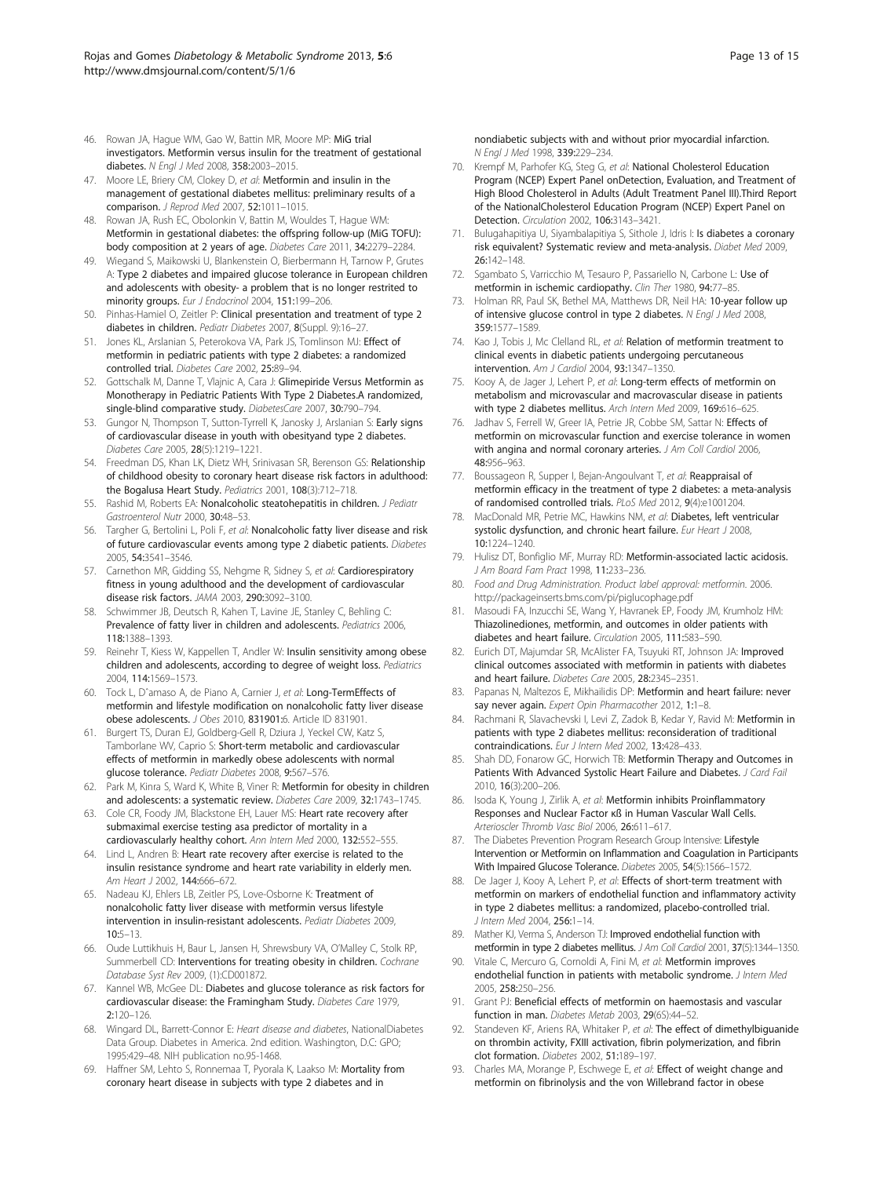46. Rowan JA, Hague WM, Gao W, Battin MR, Moore MP: **MiG trial investigators. Metformin versus insulin for the treatment of gestational diabetes.** *N Engl J Med* 2008, **358:**2003–2015.
47. Moore LE, Briery CM, Clokey D, *et al*: **Metformin and insulin in the management of gestational diabetes mellitus: preliminary results of a comparison.** *J Reprod Med* 2007, **52:**1011–1015.
48. Rowan JA, Rush EC, Obolonkin V, Battin M, Wouldes T, Hague WM: **Metformin in gestational diabetes: the offspring follow-up (MiG TOFU): body composition at 2 years of age.** *Diabetes Care* 2011, **34:**2279–2284.
49. Wiegand S, Maikowski U, Blankenstein O, Bierbermann H, Tarnow P, Grutes A: **Type 2 diabetes and impaired glucose tolerance in European children and adolescents with obesity- a problem that is no longer restrited to minority groups.** *Eur J Endocrinol* 2004, **151:**199–206.
50. Pinhas-Hamiel O, Zeitler P: **Clinical presentation and treatment of type 2 diabetes in children.** *Pediatr Diabetes* 2007, **8**(Suppl. 9):16–27.
51. Jones KL, Arslanian S, Peterokova VA, Park JS, Tomlinson MJ: **Effect of metformin in pediatric patients with type 2 diabetes: a randomized controlled trial.** *Diabetes Care* 2002, **25:**89–94.
52. Gottschalk M, Danne T, Vlajnic A, Cara J: **Glimepiride Versus Metformin as Monotherapy in Pediatric Patients With Type 2 Diabetes.A randomized, single-blind comparative study.** *DiabetesCare* 2007, **30:**790–794.
53. Gungor N, Thompson T, Sutton-Tyrrell K, Janosky J, Arslanian S: **Early signs of cardiovascular disease in youth with obesityand type 2 diabetes.** *Diabetes Care* 2005, **28**(5):1219–1221.
54. Freedman DS, Khan LK, Dietz WH, Srinivasan SR, Berenson GS: **Relationship of childhood obesity to coronary heart disease risk factors in adulthood: the Bogalusa Heart Study.** *Pediatrics* 2001, **108**(3):712–718.
55. Rashid M, Roberts EA: **Nonalcoholic steatohepatitis in children.** *J Pediatr Gastroenterol Nutr* 2000, **30:**48–53.
56. Targher G, Bertolini L, Poli F, *et al*: **Nonalcoholic fatty liver disease and risk of future cardiovascular events among type 2 diabetic patients.** *Diabetes* 2005, **54:**3541–3546.
57. Carnethon MR, Gidding SS, Nehgme R, Sidney S, *et al*: **Cardiorespiratory fitness in young adulthood and the development of cardiovascular disease risk factors.** *JAMA* 2003, **290:**3092–3100.
58. Schwimmer JB, Deutsch R, Kahen T, Lavine JE, Stanley C, Behling C: **Prevalence of fatty liver in children and adolescents.** *Pediatrics* 2006, **118:**1388–1393.
59. Reinehr T, Kiess W, Kappellen T, Andler W: **Insulin sensitivity among obese children and adolescents, according to degree of weight loss.** *Pediatrics* 2004, **114:**1569–1573.
60. Tock L, D˜amaso A, de Piano A, Carnier J, *et al*: **Long-TermEffects of metformin and lifestyle modification on nonalcoholic fatty liver disease obese adolescents.** *J Obes* 2010, 831901:6. Article ID 831901.
61. Burgert TS, Duran EJ, Goldberg-Gell R, Dziura J, Yeckel CW, Katz S, Tamborlane WV, Caprio S: **Short-term metabolic and cardiovascular effects of metformin in markedly obese adolescents with normal glucose tolerance.** *Pediatr Diabetes* 2008, **9:**567–576.
62. Park M, Kinra S, Ward K, White B, Viner R: **Metformin for obesity in children and adolescents: a systematic review.** *Diabetes Care* 2009, **32:**1743–1745.
63. Cole CR, Foody JM, Blackstone EH, Lauer MS: **Heart rate recovery after submaximal exercise testing asa predictor of mortality in a cardiovascularly healthy cohort.** *Ann Intern Med* 2000, **132:**552–555.
64. Lind L, Andren B: **Heart rate recovery after exercise is related to the insulin resistance syndrome and heart rate variability in elderly men.** *Am Heart J* 2002, **144:**666–672.
65. Nadeau KJ, Ehlers LB, Zeitler PS, Love-Osborne K: **Treatment of nonalcoholic fatty liver disease with metformin versus lifestyle intervention in insulin-resistant adolescents.** *Pediatr Diabetes* 2009, **10:**5–13.
66. Oude Luttikhuis H, Baur L, Jansen H, Shrewsbury VA, O'Malley C, Stolk RP, Summerbell CD: **Interventions for treating obesity in children.** *Cochrane Database Syst Rev* 2009, (1):CD001872.
67. Kannel WB, McGee DL: **Diabetes and glucose tolerance as risk factors for cardiovascular disease: the Framingham Study.** *Diabetes Care* 1979, **2:**120–126.
68. Wingard DL, Barrett-Connor E: *Heart disease and diabetes*, NationalDiabetes Data Group. Diabetes in America. 2nd edition. Washington, D.C: GPO; 1995:429–48. NIH publication no.95-1468.
69. Haffner SM, Lehto S, Ronnemaa T, Pyorala K, Laakso M: **Mortality from coronary heart disease in subjects with type 2 diabetes and in nondiabetic subjects with and without prior myocardial infarction.** *N Engl J Med* 1998, **339:**229–234.
70. Krempf M, Parhofer KG, Steg G, *et al*: **National Cholesterol Education Program (NCEP) Expert Panel onDetection, Evaluation, and Treatment of High Blood Cholesterol in Adults (Adult Treatment Panel III).Third Report of the NationalCholesterol Education Program (NCEP) Expert Panel on Detection.** *Circulation* 2002, **106:**3143–3421.
71. Bulugahapitiya U, Siyambalapitiya S, Sithole J, Idris I: **Is diabetes a coronary risk equivalent? Systematic review and meta-analysis.** *Diabet Med* 2009, **26:**142–148.
72. Sgambato S, Varricchio M, Tesauro P, Passariello N, Carbone L: **Use of metformin in ischemic cardiopathy.** *Clin Ther* 1980, **94:**77–85.
73. Holman RR, Paul SK, Bethel MA, Matthews DR, Neil HA: **10-year follow up of intensive glucose control in type 2 diabetes.** *N Engl J Med* 2008, **359:**1577–1589.
74. Kao J, Tobis J, Mc Clelland RL, *et al*: **Relation of metformin treatment to clinical events in diabetic patients undergoing percutaneous intervention.** *Am J Cardiol* 2004, **93:**1347–1350.
75. Kooy A, de Jager J, Lehert P, *et al*: **Long-term effects of metformin on metabolism and microvascular and macrovascular disease in patients with type 2 diabetes mellitus.** *Arch Intern Med* 2009, **169:**616–625.
76. Jadhav S, Ferrell W, Greer IA, Petrie JR, Cobbe SM, Sattar N: **Effects of metformin on microvascular function and exercise tolerance in women with angina and normal coronary arteries.** *J Am Coll Cardiol* 2006, **48:**956–963.
77. Boussageon R, Supper I, Bejan-Angoulvant T, *et al*: **Reappraisal of metformin efficacy in the treatment of type 2 diabetes: a meta-analysis of randomised controlled trials.** *PLoS Med* 2012, **9**(4):e1001204.
78. MacDonald MR, Petrie MC, Hawkins NM, *et al*: **Diabetes, left ventricular systolic dysfunction, and chronic heart failure.** *Eur Heart J* 2008, **10:**1224–1240.
79. Hulisz DT, Bonfiglio MF, Murray RD: **Metformin-associated lactic acidosis.** *J Am Board Fam Pract* 1998, **11:**233–236.
80. *Food and Drug Administration. Product label approval: metformin.* 2006. http://packageinserts.bms.com/pi/piglucophage.pdf
81. Masoudi FA, Inzucchi SE, Wang Y, Havranek EP, Foody JM, Krumholz HM: **Thiazolinediones, metformin, and outcomes in older patients with diabetes and heart failure.** *Circulation* 2005, **111:**583–590.
82. Eurich DT, Majumdar SR, McAlister FA, Tsuyuki RT, Johnson JA: **Improved clinical outcomes associated with metformin in patients with diabetes and heart failure.** *Diabetes Care* 2005, **28:**2345–2351.
83. Papanas N, Maltezos E, Mikhailidis DP: **Metformin and heart failure: never say never again.** *Expert Opin Pharmacother* 2012, **1:**1–8.
84. Rachmani R, Slavachevski I, Levi Z, Zadok B, Kedar Y, Ravid M: **Metformin in patients with type 2 diabetes mellitus: reconsideration of traditional contraindications.** *Eur J Intern Med* 2002, **13:**428–433.
85. Shah DD, Fonarow GC, Horwich TB: **Metformin Therapy and Outcomes in Patients With Advanced Systolic Heart Failure and Diabetes.** *J Card Fail* 2010, **16**(3):200–206.
86. Isoda K, Young J, Zirlik A, *et al*: **Metformin inhibits Proinflammatory Responses and Nuclear Factor κß in Human Vascular Wall Cells.** *Arterioscler Thromb Vasc Biol* 2006, **26:**611–617.
87. The Diabetes Prevention Program Research Group Intensive: **Lifestyle Intervention or Metformin on Inflammation and Coagulation in Participants With Impaired Glucose Tolerance.** *Diabetes* 2005, **54**(5):1566–1572.
88. De Jager J, Kooy A, Lehert P, *et al*: **Effects of short-term treatment with metformin on markers of endothelial function and inflammatory activity in type 2 diabetes mellitus: a randomized, placebo-controlled trial.** *J Intern Med* 2004, **256:**1–14.
89. Mather KJ, Verma S, Anderson TJ: **Improved endothelial function with metformin in type 2 diabetes mellitus.** *J Am Coll Cardiol* 2001, **37**(5):1344–1350.
90. Vitale C, Mercuro G, Cornoldi A, Fini M, *et al*: **Metformin improves endothelial function in patients with metabolic syndrome.** *J Intern Med* 2005, **258:**250–256.
91. Grant PJ: **Beneficial effects of metformin on haemostasis and vascular function in man.** *Diabetes Metab* 2003, **29**(6S):44–52.
92. Standeven KF, Ariens RA, Whitaker P, *et al*: **The effect of dimethylbiguanide on thrombin activity, FXIII activation, fibrin polymerization, and fibrin clot formation.** *Diabetes* 2002, **51:**189–197.
93. Charles MA, Morange P, Eschwege E, *et al*: **Effect of weight change and metformin on fibrinolysis and the von Willebrand factor in obese**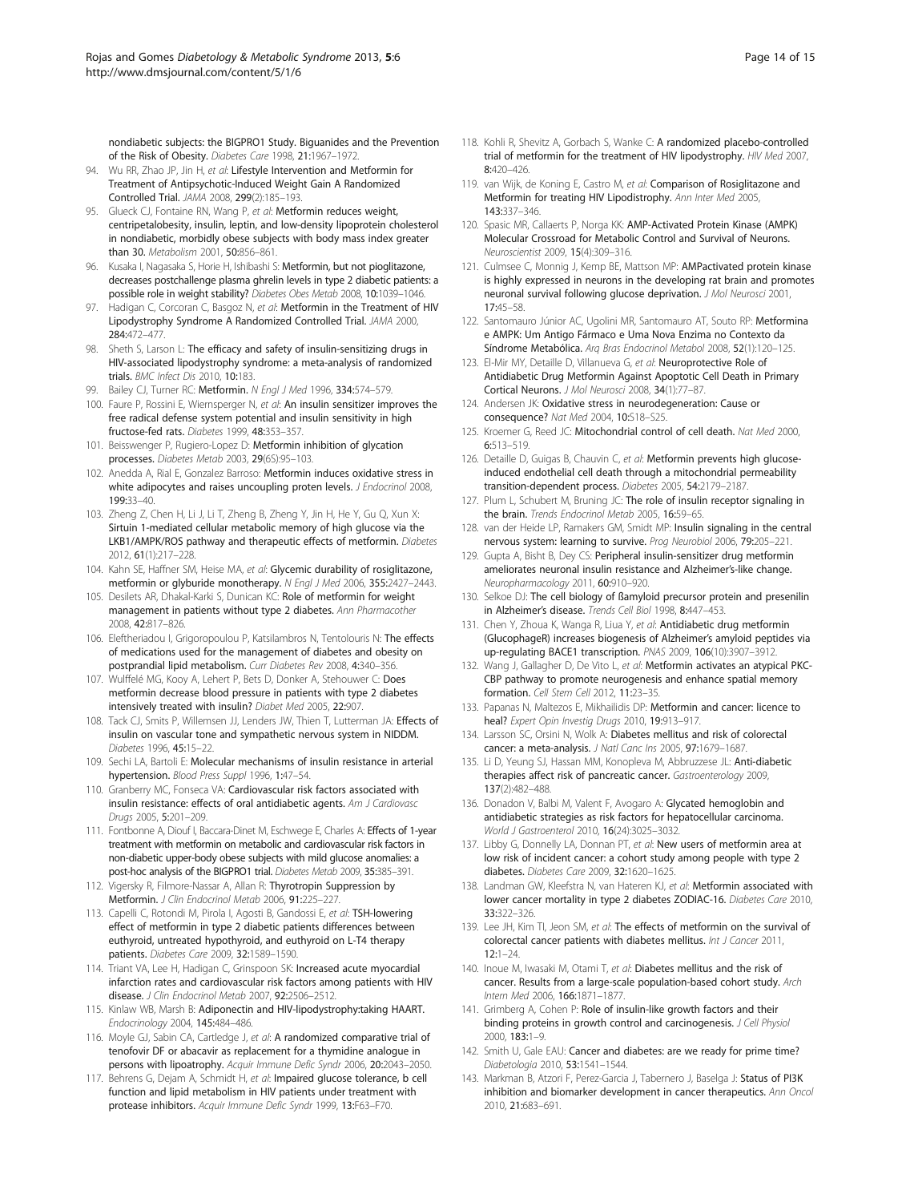nondiabetic subjects: the BIGPRO1 Study. Biguanides and the Prevention of the Risk of Obesity. *Diabetes Care* 1998, 21:1967–1972.

94. Wu RR, Zhao JP, Jin H, *et al*: **Lifestyle Intervention and Metformin for Treatment of Antipsychotic-Induced Weight Gain A Randomized Controlled Trial.** *JAMA* 2008, 299(2):185–193.
95. Glueck CJ, Fontaine RN, Wang P, *et al*: **Metformin reduces weight, centripetalobesity, insulin, leptin, and low-density lipoprotein cholesterol in nondiabetic, morbidly obese subjects with body mass index greater than 30.** *Metabolism* 2001, 50:856–861.
96. Kusaka I, Nagasaka S, Horie H, Ishibashi S: **Metformin, but not pioglitazone, decreases postchallenge plasma ghrelin levels in type 2 diabetic patients: a possible role in weight stability?** *Diabetes Obes Metab* 2008, 10:1039–1046.
97. Hadigan C, Corcoran C, Basgoz N, *et al*: **Metformin in the Treatment of HIV Lipodystrophy Syndrome A Randomized Controlled Trial.** *JAMA* 2000, 284:472–477.
98. Sheth S, Larson L: **The efficacy and safety of insulin-sensitizing drugs in HIV-associated lipodystrophy syndrome: a meta-analysis of randomized trials.** *BMC Infect Dis* 2010, 10:183.
99. Bailey CJ, Turner RC: **Metformin.** *N Engl J Med* 1996, 334:574–579.
100. Faure P, Rossini E, Wiernsperger N, *et al*: **An insulin sensitizer improves the free radical defense system potential and insulin sensitivity in high fructose-fed rats.** *Diabetes* 1999, 48:353–357.
101. Beisswenger P, Rugiero-Lopez D: **Metformin inhibition of glycation processes.** *Diabetes Metab* 2003, 29(6S):95–103.
102. Anedda A, Rial E, Gonzalez Barroso: **Metformin induces oxidative stress in white adipocytes and raises uncoupling proten levels.** *J Endocrinol* 2008, 199:33–40.
103. Zheng Z, Chen H, Li J, Li T, Zheng B, Zheng Y, Jin H, He Y, Gu Q, Xun X: **Sirtuin 1-mediated cellular metabolic memory of high glucose via the LKB1/AMPK/ROS pathway and therapeutic effects of metformin.** *Diabetes* 2012, 61(1):217–228.
104. Kahn SE, Haffner SM, Heise MA, *et al*: **Glycemic durability of rosiglitazone, metformin or glyburide monotherapy.** *N Engl J Med* 2006, 355:2427–2443.
105. Desilets AR, Dhakal-Karki S, Dunican KC: **Role of metformin for weight management in patients without type 2 diabetes.** *Ann Pharmacother* 2008, 42:817–826.
106. Eleftheriadou I, Grigoropoulou P, Katsilambros N, Tentolouris N: **The effects of medications used for the management of diabetes and obesity on postprandial lipid metabolism.** *Curr Diabetes Rev* 2008, 4:340–356.
107. Wulffelé MG, Kooy A, Lehert P, Bets D, Donker A, Stehouwer C: **Does metformin decrease blood pressure in patients with type 2 diabetes intensively treated with insulin?** *Diabet Med* 2005, 22:907.
108. Tack CJ, Smits P, Willemsen JJ, Lenders JW, Thien T, Lutterman JA: **Effects of insulin on vascular tone and sympathetic nervous system in NIDDM.** *Diabetes* 1996, 45:15–22.
109. Sechi LA, Bartoli E: **Molecular mechanisms of insulin resistance in arterial hypertension.** *Blood Press Suppl* 1996, 1:47–54.
110. Granberry MC, Fonseca VA: **Cardiovascular risk factors associated with insulin resistance: effects of oral antidiabetic agents.** *Am J Cardiovasc Drugs* 2005, 5:201–209.
111. Fontbonne A, Diouf I, Baccara-Dinet M, Eschwege E, Charles A: **Effects of 1-year treatment with metformin on metabolic and cardiovascular risk factors in non-diabetic upper-body obese subjects with mild glucose anomalies: a post-hoc analysis of the BIGPRO1 trial.** *Diabetes Metab* 2009, 35:385–391.
112. Vigersky R, Filmore-Nassar A, Allan R: **Thyrotropin Suppression by Metformin.** *J Clin Endocrinol Metab* 2006, 91:225–227.
113. Capelli C, Rotondi M, Pirola I, Agosti B, Gandossi E, *et al*: **TSH-lowering effect of metformin in type 2 diabetic patients differences between euthyroid, untreated hypothyroid, and euthyroid on L-T4 therapy patients.** *Diabetes Care* 2009, 32:1589–1590.
114. Triant VA, Lee H, Hadigan C, Grinspoon SK: **Increased acute myocardial infarction rates and cardiovascular risk factors among patients with HIV disease.** *J Clin Endocrinol Metab* 2007, 92:2506–2512.
115. Kinlaw WB, Marsh B: **Adiponectin and HIV-lipodystrophy:taking HAART.** *Endocrinology* 2004, 145:484–486.
116. Moyle GJ, Sabin CA, Cartledge J, *et al*: **A randomized comparative trial of tenofovir DF or abacavir as replacement for a thymidine analogue in persons with lipoatrophy.** *Acquir Immune Defic Syndr* 2006, 20:2043–2050.
117. Behrens G, Dejam A, Schmidt H, *et al*: **Impaired glucose tolerance, b cell function and lipid metabolism in HIV patients under treatment with protease inhibitors.** *Acquir Immune Defic Syndr* 1999, 13:F63–F70.
118. Kohli R, Shevitz A, Gorbach S, Wanke C: **A randomized placebo-controlled trial of metformin for the treatment of HIV lipodystrophy.** *HIV Med* 2007, 8:420–426.
119. van Wijk, de Koning E, Castro M, *et al*: **Comparison of Rosiglitazone and Metformin for treating HIV Lipodistrophy.** *Ann Inter Med* 2005, 143:337–346.
120. Spasic MR, Callaerts P, Norga KK: **AMP-Activated Protein Kinase (AMPK) Molecular Crossroad for Metabolic Control and Survival of Neurons.** *Neuroscientist* 2009, 15(4):309–316.
121. Culmsee C, Monnig J, Kemp BE, Mattson MP: **AMPactivated protein kinase is highly expressed in neurons in the developing rat brain and promotes neuronal survival following glucose deprivation.** *J Mol Neurosci* 2001, 17:45–58.
122. Santomauro Júnior AC, Ugolini MR, Santomauro AT, Souto RP: **Metformina e AMPK: Um Antigo Fármaco e Uma Nova Enzima no Contexto da Síndrome Metabólica.** *Arq Bras Endocrinol Metabol* 2008, 52(1):120–125.
123. El-Mir MY, Detaille D, Villanueva G, *et al*: **Neuroprotective Role of Antidiabetic Drug Metformin Against Apoptotic Cell Death in Primary Cortical Neurons.** *J Mol Neurosci* 2008, 34(1):77–87.
124. Andersen JK: **Oxidative stress in neurodegeneration: Cause or consequence?** *Nat Med* 2004, 10:S18–S25.
125. Kroemer G, Reed JC: **Mitochondrial control of cell death.** *Nat Med* 2000, 6:513–519.
126. Detaille D, Guigas B, Chauvin C, *et al*: **Metformin prevents high glucose-induced endothelial cell death through a mitochondrial permeability transition-dependent process.** *Diabetes* 2005, 54:2179–2187.
127. Plum L, Schubert M, Bruning JC: **The role of insulin receptor signaling in the brain.** *Trends Endocrinol Metab* 2005, 16:59–65.
128. van der Heide LP, Ramakers GM, Smidt MP: **Insulin signaling in the central nervous system: learning to survive.** *Prog Neurobiol* 2006, 79:205–221.
129. Gupta A, Bisht B, Dey CS: **Peripheral insulin-sensitizer drug metformin ameliorates neuronal insulin resistance and Alzheimer's-like change.** *Neuropharmacology* 2011, 60:910–920.
130. Selkoe DJ: **The cell biology of ßamyloid precursor protein and presenilin in Alzheimer's disease.** *Trends Cell Biol* 1998, 8:447–453.
131. Chen Y, Zhoua K, Wanga R, Liua Y, *et al*: **Antidiabetic drug metformin (GlucophageR) increases biogenesis of Alzheimer's amyloid peptides via up-regulating BACE1 transcription.** *PNAS* 2009, 106(10):3907–3912.
132. Wang J, Gallagher D, De Vito L, *et al*: **Metformin activates an atypical PKC-CBP pathway to promote neurogenesis and enhance spatial memory formation.** *Cell Stem Cell* 2012, 11:23–35.
133. Papanas N, Maltezos E, Mikhailidis DP: **Metformin and cancer: licence to heal?** *Expert Opin Investig Drugs* 2010, 19:913–917.
134. Larsson SC, Orsini N, Wolk A: **Diabetes mellitus and risk of colorectal cancer: a meta-analysis.** *J Natl Canc Ins* 2005, 97:1679–1687.
135. Li D, Yeung SJ, Hassan MM, Konopleva M, Abbruzzese JL: **Anti-diabetic therapies affect risk of pancreatic cancer.** *Gastroenterology* 2009, 137(2):482–488.
136. Donadon V, Balbi M, Valent F, Avogaro A: **Glycated hemoglobin and antidiabetic strategies as risk factors for hepatocellular carcinoma.** *World J Gastroenterol* 2010, 16(24):3025–3032.
137. Libby G, Donnelly LA, Donnan PT, *et al*: **New users of metformin area at low risk of incident cancer: a cohort study among people with type 2 diabetes.** *Diabetes Care* 2009, 32:1620–1625.
138. Landman GW, Kleefstra N, van Hateren KJ, *et al*: **Metformin associated with lower cancer mortality in type 2 diabetes ZODIAC-16.** *Diabetes Care* 2010, 33:322–326.
139. Lee JH, Kim TI, Jeon SM, *et al*: **The effects of metformin on the survival of colorectal cancer patients with diabetes mellitus.** *Int J Cancer* 2011, 12:1–24.
140. Inoue M, Iwasaki M, Otami T, *et al*: **Diabetes mellitus and the risk of cancer. Results from a large-scale population-based cohort study.** *Arch Intern Med* 2006, 166:1871–1877.
141. Grimberg A, Cohen P: **Role of insulin-like growth factors and their binding proteins in growth control and carcinogenesis.** *J Cell Physiol* 2000, 183:1–9.
142. Smith U, Gale EAU: **Cancer and diabetes: are we ready for prime time?** *Diabetologia* 2010, 53:1541–1544.
143. Markman B, Atzori F, Perez-Garcia J, Tabernero J, Baselga J: **Status of PI3K inhibition and biomarker development in cancer therapeutics.** *Ann Oncol* 2010, 21:683–691.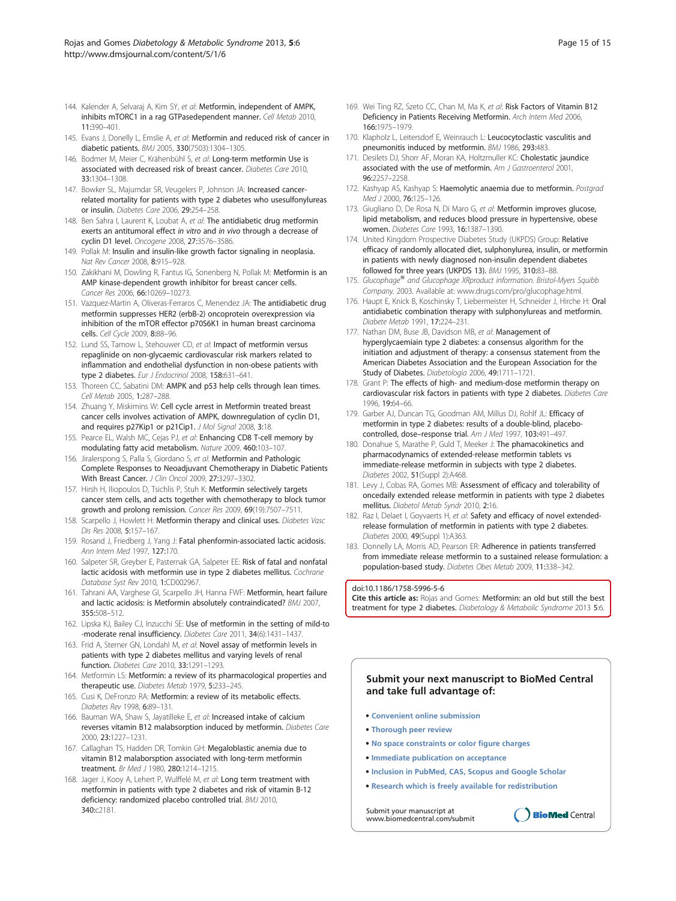144. Kalender A, Selvaraj A, Kim SY, *et al*: **Metformin, independent of AMPK, inhibits mTORC1 in a rag GTPasedependent manner.** *Cell Metab* 2010, **11**:390–401.
145. Evans J, Donelly L, Emslie A, *et al*: **Metformin and reduced risk of cancer in diabetic patients.** *BMJ* 2005, **330**(7503):1304–1305.
146. Bodmer M, Meier C, Krähenbühl S, *et al*: **Long-term metformin Use is associated with decreased risk of breast cancer.** *Diabetes Care* 2010, **33**:1304–1308.
147. Bowker SL, Majumdar SR, Veugelers P, Johnson JA: **Increased cancer-related mortality for patients with type 2 diabetes who usesulfonylureas or insulin.** *Diabetes Care* 2006, **29**:254–258.
148. Ben Sahra I, Laurent K, Loubat A, *et al*: **The antidiabetic drug metformin exerts an antitumoral effect *in vitro* and *in vivo* through a decrease of cyclin D1 level.** *Oncogene* 2008, **27**:3576–3586.
149. Pollak M: **Insulin and insulin-like growth factor signaling in neoplasia.** *Nat Rev Cancer* 2008, **8**:915–928.
150. Zakikhani M, Dowling R, Fantus IG, Sonenberg N, Pollak M: **Metformin is an AMP kinase-dependent growth inhibitor for breast cancer cells.** *Cancer Res* 2006, **66**:10269–10273.
151. Vazquez-Martin A, Oliveras-Ferraros C, Menendez JA: **The antidiabetic drug metformin suppresses HER2 (erbB-2) oncoprotein overexpression via inhibition of the mTOR effector p70S6K1 in human breast carcinoma cells.** *Cell Cycle* 2009, **8**:88–96.
152. Lund SS, Tarnow L, Stehouwer CD, *et al*: **Impact of metformin versus repaglinide on non-glycaemic cardiovascular risk markers related to inflammation and endothelial dysfunction in non-obese patients with type 2 diabetes.** *Eur J Endocrinol* 2008, **158**:631–641.
153. Thoreen CC, Sabatini DM: **AMPK and p53 help cells through lean times.** *Cell Metab* 2005, **1**:287–288.
154. Zhuang Y, Miskimins W: **Cell cycle arrest in Metformin treated breast cancer cells involves activation of AMPK, downregulation of cyclin D1, and requires p27Kip1 or p21Cip1.** *J Mol Signal* 2008, **3**:18.
155. Pearce EL, Walsh MC, Cejas PJ, *et al*: **Enhancing CD8 T-cell memory by modulating fatty acid metabolism.** *Nature* 2009, **460**:103–107.
156. Jiralerspong S, Palla S, Giordano S, *et al*: **Metformin and Pathologic Complete Responses to Neoadjuvant Chemotherapy in Diabetic Patients With Breast Cancer.** *J Clin Oncol* 2009, **27**:3297–3302.
157. Hirsh H, Iliopoulos D, Tsichlis P, Stuh K: **Metformin selectively targets cancer stem cells, and acts together with chemotherapy to block tumor growth and prolong remission.** *Cancer Res* 2009, **69**(19):7507–7511.
158. Scarpello J, Howlett H: **Metformin therapy and clinical uses.** *Diabetes Vasc Dis Res* 2008, **5**:157–167.
159. Rosand J, Friedberg J, Yang J: **Fatal phenformin-associated lactic acidosis.** *Ann Intern Med* 1997, **127**:170.
160. Salpeter SR, Greyber E, Pasternak GA, Salpeter EE: **Risk of fatal and nonfatal lactic acidosis with metformin use in type 2 diabetes mellitus.** *Cochrane Database Syst Rev* 2010, **1**:CD002967.
161. Tahrani AA, Varghese GI, Scarpello JH, Hanna FWF: **Metformin, heart failure and lactic acidosis: is Metformin absolutely contraindicated?** *BMJ* 2007, **355**:508–512.
162. Lipska KJ, Bailey CJ, Inzucchi SE: **Use of metformin in the setting of mild-to -moderate renal insufficiency.** *Diabetes Care* 2011, **34**(6):1431–1437.
163. Frid A, Sterner GN, Londahl M, *et al*: **Novel assay of metformin levels in patients with type 2 diabetes mellitus and varying levels of renal function.** *Diabetes Care* 2010, **33**:1291–1293.
164. Metformin LS: **Metformin: a review of its pharmacological properties and therapeutic use.** *Diabetes Metab* 1979, **5**:233–245.
165. Cusi K, DeFronzo RA: **Metformin: a review of its metabolic effects.** *Diabetes Rev* 1998, **6**:89–131.
166. Bauman WA, Shaw S, Jayatilleke E, *et al*: **Increased intake of calcium reverses vitamin B12 malabsorption induced by metformin.** *Diabetes Care* 2000, **23**:1227–1231.
167. Callaghan TS, Hadden DR, Tomkin GH: **Megaloblastic anemia due to vitamin B12 malaborsption associated with long-term metformin treatment.** *Br Med J* 1980, **280**:1214–1215.
168. Jager J, Kooy A, Lehert P, Wulffelé M, *et al*: **Long term treatment with metformin in patients with type 2 diabetes and risk of vitamin B-12 deficiency: randomized placebo controlled trial.** *BMJ* 2010, **340**:c2181.
169. Wei Ting RZ, Szeto CC, Chan M, Ma K, *et al*: **Risk Factors of Vitamin B12 Deficiency in Patients Receiving Metformin.** *Arch Intern Med* 2006, **166**:1975–1979.
170. Klapholz L, Leitersdorf E, Weinrauch L: **Leucocytoclastic vasculitis and pneumonitis induced by metformin.** *BMJ* 1986, **293**:483.
171. Desilets DJ, Shorr AF, Moran KA, Holtzmuller KC: **Cholestatic jaundice associated with the use of metformin.** *Am J Gastroenterol* 2001, **96**:2257–2258.
172. Kashyap AS, Kashyap S: **Haemolytic anaemia due to metformin.** *Postgrad Med J* 2000, **76**:125–126.
173. Giugliano D, De Rosa N, Di Maro G, *et al*: **Metformin improves glucose, lipid metabolism, and reduces blood pressure in hypertensive, obese women.** *Diabetes Care* 1993, **16**:1387–1390.
174. United Kingdom Prospective Diabetes Study (UKPDS) Group: **Relative efficacy of randomly allocated diet, sulphonylurea, insulin, or metformin in patients with newly diagnosed non-insulin dependent diabetes followed for three years (UKPDS 13).** *BMJ* 1995, **310**:83–88.
175. *Glucophage® and Glucophage XRproduct information. Bristol-Myers Squibb Company.* 2003. Available at: www.drugs.com/pro/glucophage.html.
176. Haupt E, Knick B, Koschinsky T, Liebermeister H, Schneider J, Hirche H: **Oral antidiabetic combination therapy with sulphonylureas and metformin.** *Diabete Metab* 1991, **17**:224–231.
177. Nathan DM, Buse JB, Davidson MB, *et al*: **Management of hyperglycaemiain type 2 diabetes: a consensus algorithm for the initiation and adjustment of therapy: a consensus statement from the American Diabetes Association and the European Association for the Study of Diabetes.** *Diabetologia* 2006, **49**:1711–1721.
178. Grant P: **The effects of high- and medium-dose metformin therapy on cardiovascular risk factors in patients with type 2 diabetes.** *Diabetes Care* 1996, **19**:64–66.
179. Garber AJ, Duncan TG, Goodman AM, Millus DJ, Rohlf JL: **Efficacy of metformin in type 2 diabetes: results of a double-blind, placebo-controlled, dose–response trial.** *Am J Med* 1997, **103**:491–497.
180. Donahue S, Marathe P, Guld T, Meeker J: **The phamacokinetics and pharmacodynamics of extended-release metformin tablets vs immediate-release metformin in subjects with type 2 diabetes.** *Diabetes* 2002, **51**(Suppl 2):A468.
181. Levy J, Cobas RA, Gomes MB: **Assessment of efficacy and tolerability of oncedaily extended release metformin in patients with type 2 diabetes mellitus.** *Diabetol Metab Syndr* 2010, **2**:16.
182. Raz I, Delaet I, Goyvaerts H, *et al*: **Safety and efficacy of novel extended-release formulation of metformin in patients with type 2 diabetes.** *Diabetes* 2000, **49**(Suppl 1):A363.
183. Donnelly LA, Morris AD, Pearson ER: **Adherence in patients transferred from immediate release metformin to a sustained release formulation: a population-based study.** *Diabetes Obes Metab* 2009, **11**:338–342.

doi:10.1186/1758-5996-5-6

**Cite this article as:** Rojas and Gomes: Metformin: an old but still the best treatment for type 2 diabetes. *Diabetology & Metabolic Syndrome* 2013 **5**:6.

**Submit your next manuscript to BioMed Central and take full advantage of:**

- Convenient online submission
- Thorough peer review
- No space constraints or color figure charges
- Immediate publication on acceptance
- Inclusion in PubMed, CAS, Scopus and Google Scholar
- Research which is freely available for redistribution

Submit your manuscript at www.biomedcentral.com/submit

BioMed Central